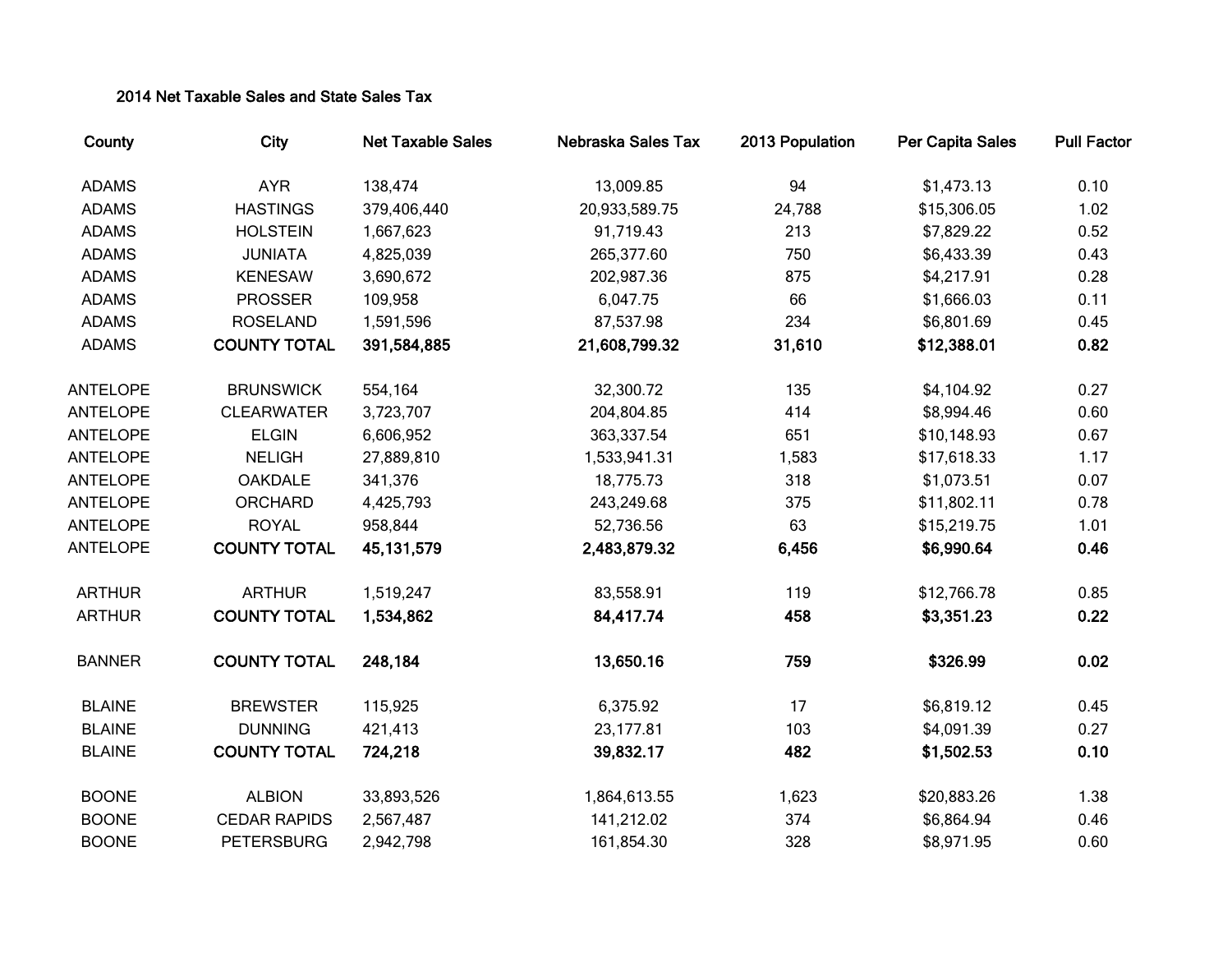2014 Net Taxable Sales and State Sales Tax

| County | City | Net Taxable Sales | Nebraska Sales Tax | 2013 Population | Per Capita Sales | Pull Factor |
|---|---|---|---|---|---|---|
| ADAMS | AYR | 138,474 | 13,009.85 | 94 | $1,473.13 | 0.10 |
| ADAMS | HASTINGS | 379,406,440 | 20,933,589.75 | 24,788 | $15,306.05 | 1.02 |
| ADAMS | HOLSTEIN | 1,667,623 | 91,719.43 | 213 | $7,829.22 | 0.52 |
| ADAMS | JUNIATA | 4,825,039 | 265,377.60 | 750 | $6,433.39 | 0.43 |
| ADAMS | KENESAW | 3,690,672 | 202,987.36 | 875 | $4,217.91 | 0.28 |
| ADAMS | PROSSER | 109,958 | 6,047.75 | 66 | $1,666.03 | 0.11 |
| ADAMS | ROSELAND | 1,591,596 | 87,537.98 | 234 | $6,801.69 | 0.45 |
| ADAMS | **COUNTY TOTAL** | **391,584,885** | **21,608,799.32** | **31,610** | **$12,388.01** | **0.82** |
| ANTELOPE | BRUNSWICK | 554,164 | 32,300.72 | 135 | $4,104.92 | 0.27 |
| ANTELOPE | CLEARWATER | 3,723,707 | 204,804.85 | 414 | $8,994.46 | 0.60 |
| ANTELOPE | ELGIN | 6,606,952 | 363,337.54 | 651 | $10,148.93 | 0.67 |
| ANTELOPE | NELIGH | 27,889,810 | 1,533,941.31 | 1,583 | $17,618.33 | 1.17 |
| ANTELOPE | OAKDALE | 341,376 | 18,775.73 | 318 | $1,073.51 | 0.07 |
| ANTELOPE | ORCHARD | 4,425,793 | 243,249.68 | 375 | $11,802.11 | 0.78 |
| ANTELOPE | ROYAL | 958,844 | 52,736.56 | 63 | $15,219.75 | 1.01 |
| ANTELOPE | **COUNTY TOTAL** | **45,131,579** | **2,483,879.32** | **6,456** | **$6,990.64** | **0.46** |
| ARTHUR | ARTHUR | 1,519,247 | 83,558.91 | 119 | $12,766.78 | 0.85 |
| ARTHUR | **COUNTY TOTAL** | **1,534,862** | **84,417.74** | **458** | **$3,351.23** | **0.22** |
| BANNER | **COUNTY TOTAL** | **248,184** | **13,650.16** | **759** | **$326.99** | **0.02** |
| BLAINE | BREWSTER | 115,925 | 6,375.92 | 17 | $6,819.12 | 0.45 |
| BLAINE | DUNNING | 421,413 | 23,177.81 | 103 | $4,091.39 | 0.27 |
| BLAINE | **COUNTY TOTAL** | **724,218** | **39,832.17** | **482** | **$1,502.53** | **0.10** |
| BOONE | ALBION | 33,893,526 | 1,864,613.55 | 1,623 | $20,883.26 | 1.38 |
| BOONE | CEDAR RAPIDS | 2,567,487 | 141,212.02 | 374 | $6,864.94 | 0.46 |
| BOONE | PETERSBURG | 2,942,798 | 161,854.30 | 328 | $8,971.95 | 0.60 |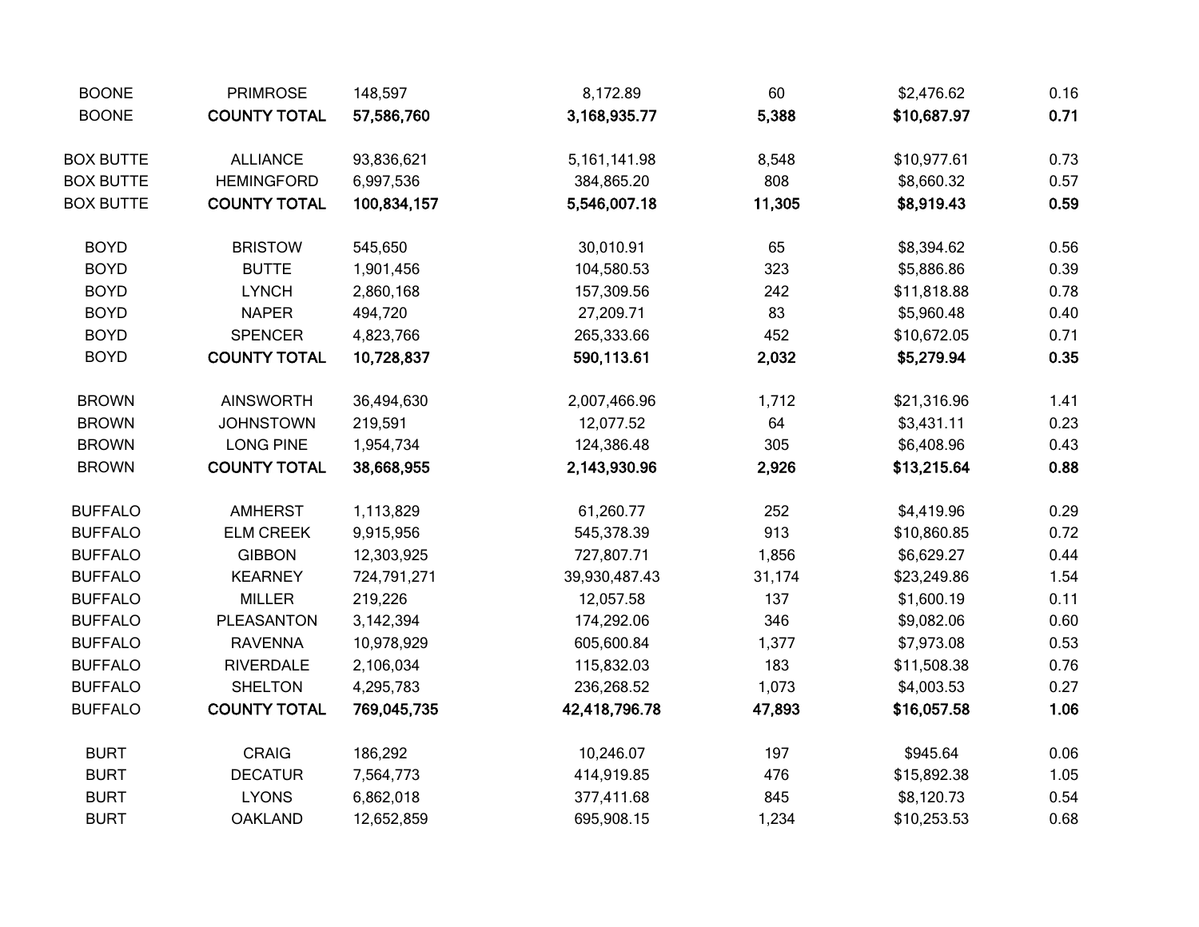| | | | | | | |
|---|---|---|---|---|---|---|
| BOONE | PRIMROSE | 148,597 | 8,172.89 | 60 | $2,476.62 | 0.16 |
| BOONE | **COUNTY TOTAL** | **57,586,760** | **3,168,935.77** | **5,388** | **$10,687.97** | **0.71** |
| | | | | | | |
| BOX BUTTE | ALLIANCE | 93,836,621 | 5,161,141.98 | 8,548 | $10,977.61 | 0.73 |
| BOX BUTTE | HEMINGFORD | 6,997,536 | 384,865.20 | 808 | $8,660.32 | 0.57 |
| BOX BUTTE | **COUNTY TOTAL** | **100,834,157** | **5,546,007.18** | **11,305** | **$8,919.43** | **0.59** |
| | | | | | | |
| BOYD | BRISTOW | 545,650 | 30,010.91 | 65 | $8,394.62 | 0.56 |
| BOYD | BUTTE | 1,901,456 | 104,580.53 | 323 | $5,886.86 | 0.39 |
| BOYD | LYNCH | 2,860,168 | 157,309.56 | 242 | $11,818.88 | 0.78 |
| BOYD | NAPER | 494,720 | 27,209.71 | 83 | $5,960.48 | 0.40 |
| BOYD | SPENCER | 4,823,766 | 265,333.66 | 452 | $10,672.05 | 0.71 |
| BOYD | **COUNTY TOTAL** | **10,728,837** | **590,113.61** | **2,032** | **$5,279.94** | **0.35** |
| | | | | | | |
| BROWN | AINSWORTH | 36,494,630 | 2,007,466.96 | 1,712 | $21,316.96 | 1.41 |
| BROWN | JOHNSTOWN | 219,591 | 12,077.52 | 64 | $3,431.11 | 0.23 |
| BROWN | LONG PINE | 1,954,734 | 124,386.48 | 305 | $6,408.96 | 0.43 |
| BROWN | **COUNTY TOTAL** | **38,668,955** | **2,143,930.96** | **2,926** | **$13,215.64** | **0.88** |
| | | | | | | |
| BUFFALO | AMHERST | 1,113,829 | 61,260.77 | 252 | $4,419.96 | 0.29 |
| BUFFALO | ELM CREEK | 9,915,956 | 545,378.39 | 913 | $10,860.85 | 0.72 |
| BUFFALO | GIBBON | 12,303,925 | 727,807.71 | 1,856 | $6,629.27 | 0.44 |
| BUFFALO | KEARNEY | 724,791,271 | 39,930,487.43 | 31,174 | $23,249.86 | 1.54 |
| BUFFALO | MILLER | 219,226 | 12,057.58 | 137 | $1,600.19 | 0.11 |
| BUFFALO | PLEASANTON | 3,142,394 | 174,292.06 | 346 | $9,082.06 | 0.60 |
| BUFFALO | RAVENNA | 10,978,929 | 605,600.84 | 1,377 | $7,973.08 | 0.53 |
| BUFFALO | RIVERDALE | 2,106,034 | 115,832.03 | 183 | $11,508.38 | 0.76 |
| BUFFALO | SHELTON | 4,295,783 | 236,268.52 | 1,073 | $4,003.53 | 0.27 |
| BUFFALO | **COUNTY TOTAL** | **769,045,735** | **42,418,796.78** | **47,893** | **$16,057.58** | **1.06** |
| | | | | | | |
| BURT | CRAIG | 186,292 | 10,246.07 | 197 | $945.64 | 0.06 |
| BURT | DECATUR | 7,564,773 | 414,919.85 | 476 | $15,892.38 | 1.05 |
| BURT | LYONS | 6,862,018 | 377,411.68 | 845 | $8,120.73 | 0.54 |
| BURT | OAKLAND | 12,652,859 | 695,908.15 | 1,234 | $10,253.53 | 0.68 |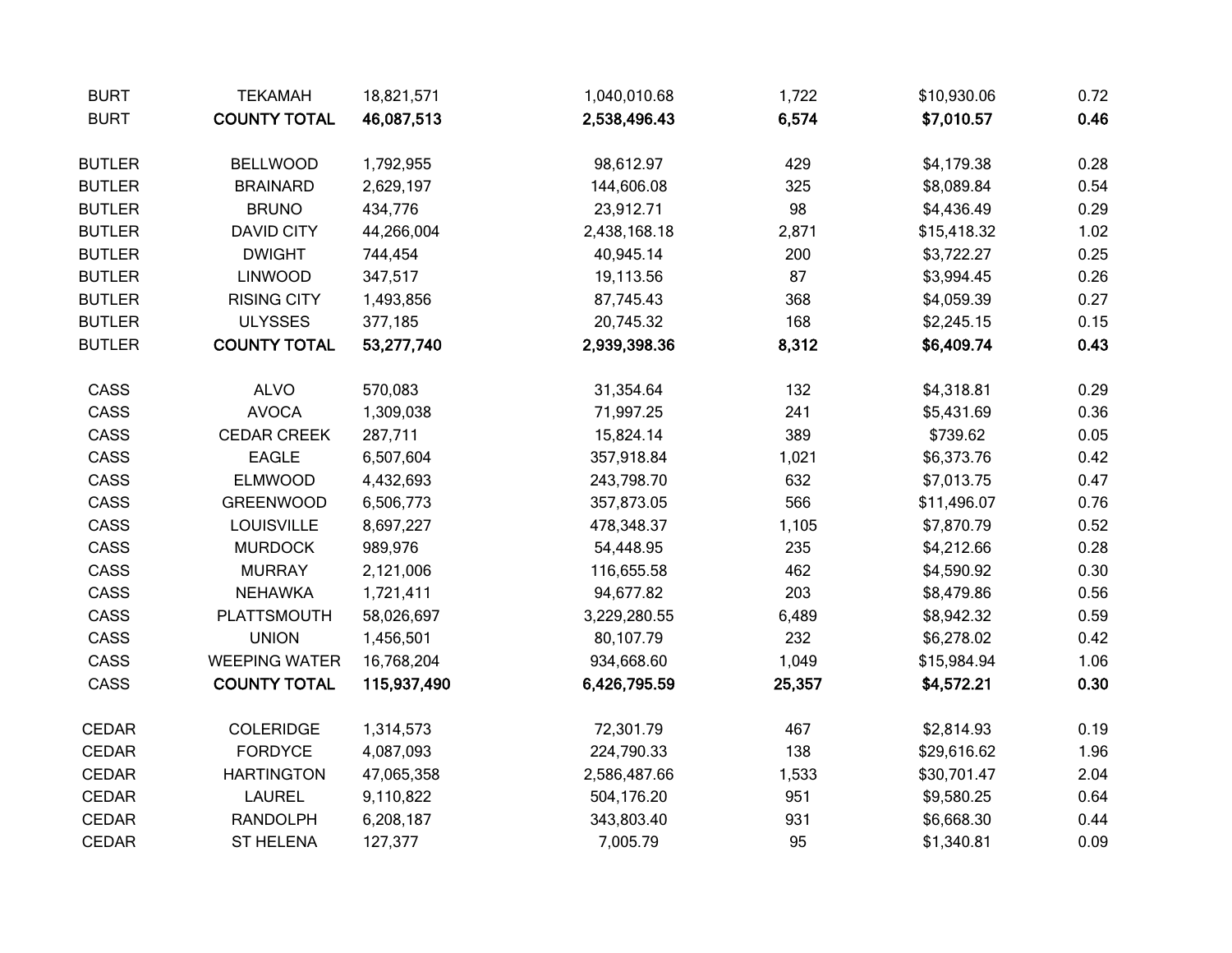| | | | | | | |
|---|---|---|---|---|---|---|
| BURT | TEKAMAH | 18,821,571 | 1,040,010.68 | 1,722 | $10,930.06 | 0.72 |
| BURT | **COUNTY TOTAL** | **46,087,513** | **2,538,496.43** | **6,574** | **$7,010.57** | **0.46** |
| | | | | | | |
| BUTLER | BELLWOOD | 1,792,955 | 98,612.97 | 429 | $4,179.38 | 0.28 |
| BUTLER | BRAINARD | 2,629,197 | 144,606.08 | 325 | $8,089.84 | 0.54 |
| BUTLER | BRUNO | 434,776 | 23,912.71 | 98 | $4,436.49 | 0.29 |
| BUTLER | DAVID CITY | 44,266,004 | 2,438,168.18 | 2,871 | $15,418.32 | 1.02 |
| BUTLER | DWIGHT | 744,454 | 40,945.14 | 200 | $3,722.27 | 0.25 |
| BUTLER | LINWOOD | 347,517 | 19,113.56 | 87 | $3,994.45 | 0.26 |
| BUTLER | RISING CITY | 1,493,856 | 87,745.43 | 368 | $4,059.39 | 0.27 |
| BUTLER | ULYSSES | 377,185 | 20,745.32 | 168 | $2,245.15 | 0.15 |
| BUTLER | **COUNTY TOTAL** | **53,277,740** | **2,939,398.36** | **8,312** | **$6,409.74** | **0.43** |
| | | | | | | |
| CASS | ALVO | 570,083 | 31,354.64 | 132 | $4,318.81 | 0.29 |
| CASS | AVOCA | 1,309,038 | 71,997.25 | 241 | $5,431.69 | 0.36 |
| CASS | CEDAR CREEK | 287,711 | 15,824.14 | 389 | $739.62 | 0.05 |
| CASS | EAGLE | 6,507,604 | 357,918.84 | 1,021 | $6,373.76 | 0.42 |
| CASS | ELMWOOD | 4,432,693 | 243,798.70 | 632 | $7,013.75 | 0.47 |
| CASS | GREENWOOD | 6,506,773 | 357,873.05 | 566 | $11,496.07 | 0.76 |
| CASS | LOUISVILLE | 8,697,227 | 478,348.37 | 1,105 | $7,870.79 | 0.52 |
| CASS | MURDOCK | 989,976 | 54,448.95 | 235 | $4,212.66 | 0.28 |
| CASS | MURRAY | 2,121,006 | 116,655.58 | 462 | $4,590.92 | 0.30 |
| CASS | NEHAWKA | 1,721,411 | 94,677.82 | 203 | $8,479.86 | 0.56 |
| CASS | PLATTSMOUTH | 58,026,697 | 3,229,280.55 | 6,489 | $8,942.32 | 0.59 |
| CASS | UNION | 1,456,501 | 80,107.79 | 232 | $6,278.02 | 0.42 |
| CASS | WEEPING WATER | 16,768,204 | 934,668.60 | 1,049 | $15,984.94 | 1.06 |
| CASS | **COUNTY TOTAL** | **115,937,490** | **6,426,795.59** | **25,357** | **$4,572.21** | **0.30** |
| | | | | | | |
| CEDAR | COLERIDGE | 1,314,573 | 72,301.79 | 467 | $2,814.93 | 0.19 |
| CEDAR | FORDYCE | 4,087,093 | 224,790.33 | 138 | $29,616.62 | 1.96 |
| CEDAR | HARTINGTON | 47,065,358 | 2,586,487.66 | 1,533 | $30,701.47 | 2.04 |
| CEDAR | LAUREL | 9,110,822 | 504,176.20 | 951 | $9,580.25 | 0.64 |
| CEDAR | RANDOLPH | 6,208,187 | 343,803.40 | 931 | $6,668.30 | 0.44 |
| CEDAR | ST HELENA | 127,377 | 7,005.79 | 95 | $1,340.81 | 0.09 |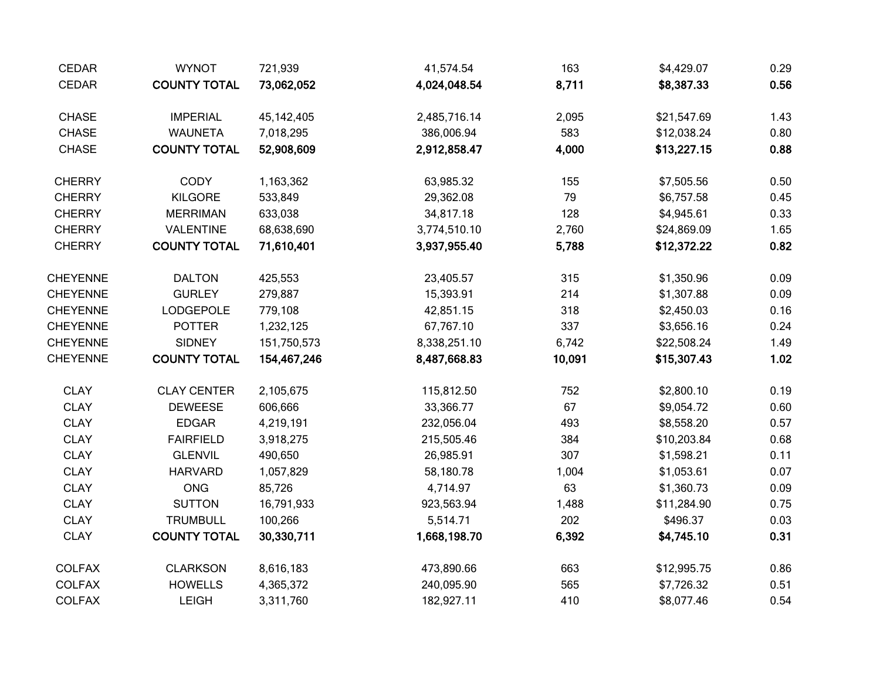| | | | | | | |
|---|---|---|---|---|---|---|
| CEDAR | WYNOT | 721,939 | 41,574.54 | 163 | $4,429.07 | 0.29 |
| CEDAR | **COUNTY TOTAL** | **73,062,052** | **4,024,048.54** | **8,711** | **$8,387.33** | **0.56** |
| | | | | | | |
| CHASE | IMPERIAL | 45,142,405 | 2,485,716.14 | 2,095 | $21,547.69 | 1.43 |
| CHASE | WAUNETA | 7,018,295 | 386,006.94 | 583 | $12,038.24 | 0.80 |
| CHASE | **COUNTY TOTAL** | **52,908,609** | **2,912,858.47** | **4,000** | **$13,227.15** | **0.88** |
| | | | | | | |
| CHERRY | CODY | 1,163,362 | 63,985.32 | 155 | $7,505.56 | 0.50 |
| CHERRY | KILGORE | 533,849 | 29,362.08 | 79 | $6,757.58 | 0.45 |
| CHERRY | MERRIMAN | 633,038 | 34,817.18 | 128 | $4,945.61 | 0.33 |
| CHERRY | VALENTINE | 68,638,690 | 3,774,510.10 | 2,760 | $24,869.09 | 1.65 |
| CHERRY | **COUNTY TOTAL** | **71,610,401** | **3,937,955.40** | **5,788** | **$12,372.22** | **0.82** |
| | | | | | | |
| CHEYENNE | DALTON | 425,553 | 23,405.57 | 315 | $1,350.96 | 0.09 |
| CHEYENNE | GURLEY | 279,887 | 15,393.91 | 214 | $1,307.88 | 0.09 |
| CHEYENNE | LODGEPOLE | 779,108 | 42,851.15 | 318 | $2,450.03 | 0.16 |
| CHEYENNE | POTTER | 1,232,125 | 67,767.10 | 337 | $3,656.16 | 0.24 |
| CHEYENNE | SIDNEY | 151,750,573 | 8,338,251.10 | 6,742 | $22,508.24 | 1.49 |
| CHEYENNE | **COUNTY TOTAL** | **154,467,246** | **8,487,668.83** | **10,091** | **$15,307.43** | **1.02** |
| | | | | | | |
| CLAY | CLAY CENTER | 2,105,675 | 115,812.50 | 752 | $2,800.10 | 0.19 |
| CLAY | DEWEESE | 606,666 | 33,366.77 | 67 | $9,054.72 | 0.60 |
| CLAY | EDGAR | 4,219,191 | 232,056.04 | 493 | $8,558.20 | 0.57 |
| CLAY | FAIRFIELD | 3,918,275 | 215,505.46 | 384 | $10,203.84 | 0.68 |
| CLAY | GLENVIL | 490,650 | 26,985.91 | 307 | $1,598.21 | 0.11 |
| CLAY | HARVARD | 1,057,829 | 58,180.78 | 1,004 | $1,053.61 | 0.07 |
| CLAY | ONG | 85,726 | 4,714.97 | 63 | $1,360.73 | 0.09 |
| CLAY | SUTTON | 16,791,933 | 923,563.94 | 1,488 | $11,284.90 | 0.75 |
| CLAY | TRUMBULL | 100,266 | 5,514.71 | 202 | $496.37 | 0.03 |
| CLAY | **COUNTY TOTAL** | **30,330,711** | **1,668,198.70** | **6,392** | **$4,745.10** | **0.31** |
| | | | | | | |
| COLFAX | CLARKSON | 8,616,183 | 473,890.66 | 663 | $12,995.75 | 0.86 |
| COLFAX | HOWELLS | 4,365,372 | 240,095.90 | 565 | $7,726.32 | 0.51 |
| COLFAX | LEIGH | 3,311,760 | 182,927.11 | 410 | $8,077.46 | 0.54 |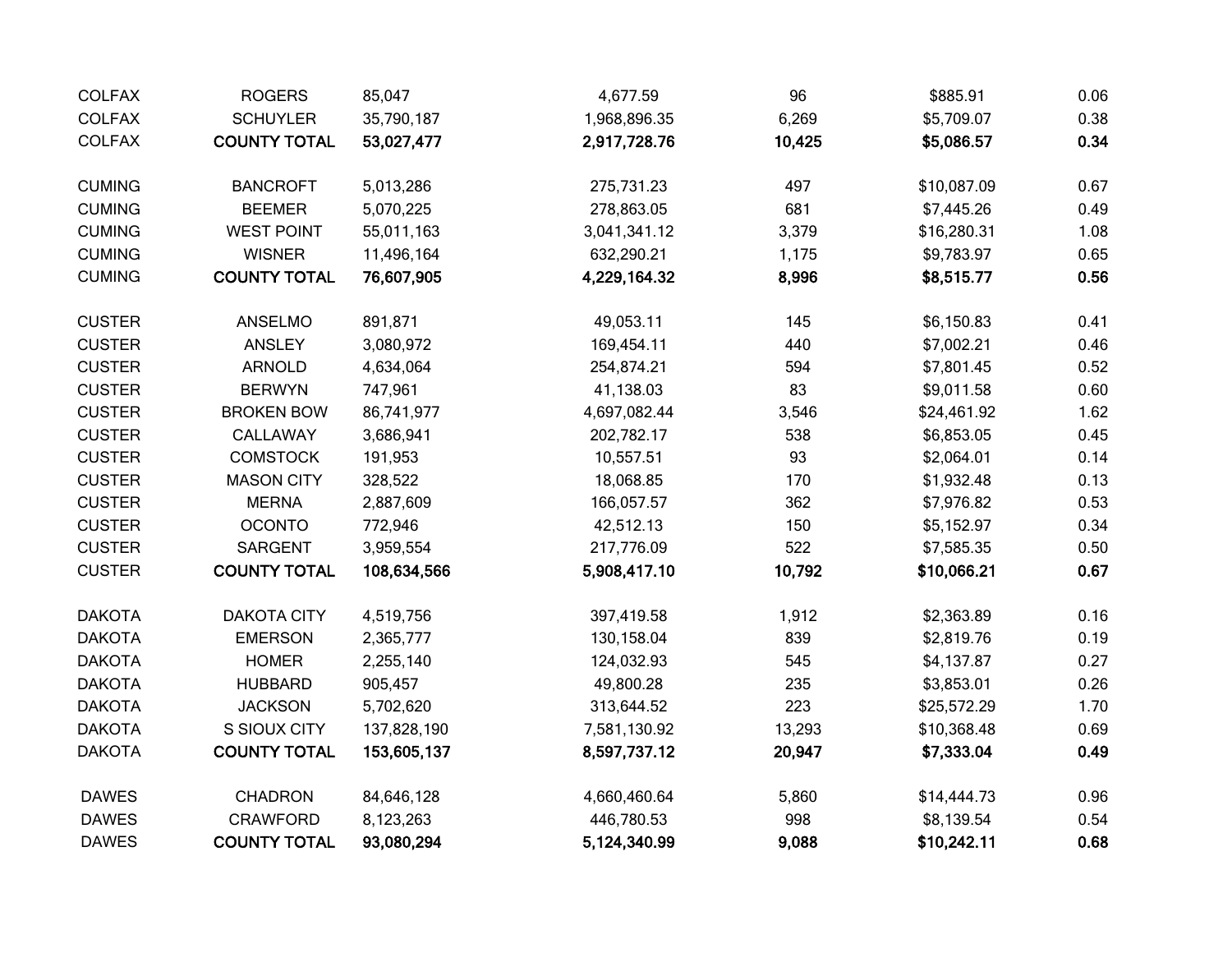| | | | | | | |
|---|---|---|---|---|---|---|
| COLFAX | ROGERS | 85,047 | 4,677.59 | 96 | $885.91 | 0.06 |
| COLFAX | SCHUYLER | 35,790,187 | 1,968,896.35 | 6,269 | $5,709.07 | 0.38 |
| COLFAX | **COUNTY TOTAL** | **53,027,477** | **2,917,728.76** | **10,425** | **$5,086.57** | **0.34** |
| | | | | | | |
| CUMING | BANCROFT | 5,013,286 | 275,731.23 | 497 | $10,087.09 | 0.67 |
| CUMING | BEEMER | 5,070,225 | 278,863.05 | 681 | $7,445.26 | 0.49 |
| CUMING | WEST POINT | 55,011,163 | 3,041,341.12 | 3,379 | $16,280.31 | 1.08 |
| CUMING | WISNER | 11,496,164 | 632,290.21 | 1,175 | $9,783.97 | 0.65 |
| CUMING | **COUNTY TOTAL** | **76,607,905** | **4,229,164.32** | **8,996** | **$8,515.77** | **0.56** |
| | | | | | | |
| CUSTER | ANSELMO | 891,871 | 49,053.11 | 145 | $6,150.83 | 0.41 |
| CUSTER | ANSLEY | 3,080,972 | 169,454.11 | 440 | $7,002.21 | 0.46 |
| CUSTER | ARNOLD | 4,634,064 | 254,874.21 | 594 | $7,801.45 | 0.52 |
| CUSTER | BERWYN | 747,961 | 41,138.03 | 83 | $9,011.58 | 0.60 |
| CUSTER | BROKEN BOW | 86,741,977 | 4,697,082.44 | 3,546 | $24,461.92 | 1.62 |
| CUSTER | CALLAWAY | 3,686,941 | 202,782.17 | 538 | $6,853.05 | 0.45 |
| CUSTER | COMSTOCK | 191,953 | 10,557.51 | 93 | $2,064.01 | 0.14 |
| CUSTER | MASON CITY | 328,522 | 18,068.85 | 170 | $1,932.48 | 0.13 |
| CUSTER | MERNA | 2,887,609 | 166,057.57 | 362 | $7,976.82 | 0.53 |
| CUSTER | OCONTO | 772,946 | 42,512.13 | 150 | $5,152.97 | 0.34 |
| CUSTER | SARGENT | 3,959,554 | 217,776.09 | 522 | $7,585.35 | 0.50 |
| CUSTER | **COUNTY TOTAL** | **108,634,566** | **5,908,417.10** | **10,792** | **$10,066.21** | **0.67** |
| | | | | | | |
| DAKOTA | DAKOTA CITY | 4,519,756 | 397,419.58 | 1,912 | $2,363.89 | 0.16 |
| DAKOTA | EMERSON | 2,365,777 | 130,158.04 | 839 | $2,819.76 | 0.19 |
| DAKOTA | HOMER | 2,255,140 | 124,032.93 | 545 | $4,137.87 | 0.27 |
| DAKOTA | HUBBARD | 905,457 | 49,800.28 | 235 | $3,853.01 | 0.26 |
| DAKOTA | JACKSON | 5,702,620 | 313,644.52 | 223 | $25,572.29 | 1.70 |
| DAKOTA | S SIOUX CITY | 137,828,190 | 7,581,130.92 | 13,293 | $10,368.48 | 0.69 |
| DAKOTA | **COUNTY TOTAL** | **153,605,137** | **8,597,737.12** | **20,947** | **$7,333.04** | **0.49** |
| | | | | | | |
| DAWES | CHADRON | 84,646,128 | 4,660,460.64 | 5,860 | $14,444.73 | 0.96 |
| DAWES | CRAWFORD | 8,123,263 | 446,780.53 | 998 | $8,139.54 | 0.54 |
| DAWES | **COUNTY TOTAL** | **93,080,294** | **5,124,340.99** | **9,088** | **$10,242.11** | **0.68** |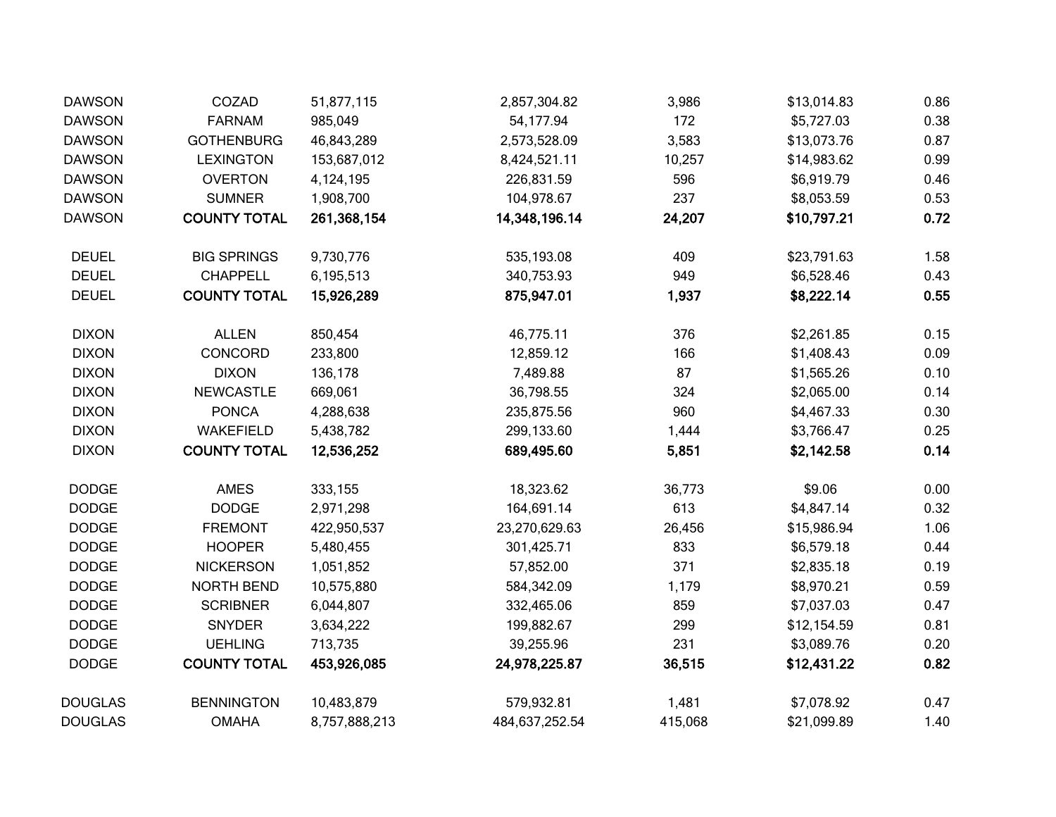| | | | | | | |
|---|---|---|---|---|---|---|
| DAWSON | COZAD | 51,877,115 | 2,857,304.82 | 3,986 | $13,014.83 | 0.86 |
| DAWSON | FARNAM | 985,049 | 54,177.94 | 172 | $5,727.03 | 0.38 |
| DAWSON | GOTHENBURG | 46,843,289 | 2,573,528.09 | 3,583 | $13,073.76 | 0.87 |
| DAWSON | LEXINGTON | 153,687,012 | 8,424,521.11 | 10,257 | $14,983.62 | 0.99 |
| DAWSON | OVERTON | 4,124,195 | 226,831.59 | 596 | $6,919.79 | 0.46 |
| DAWSON | SUMNER | 1,908,700 | 104,978.67 | 237 | $8,053.59 | 0.53 |
| DAWSON | **COUNTY TOTAL** | **261,368,154** | **14,348,196.14** | **24,207** | **$10,797.21** | **0.72** |
| | | | | | | |
| DEUEL | BIG SPRINGS | 9,730,776 | 535,193.08 | 409 | $23,791.63 | 1.58 |
| DEUEL | CHAPPELL | 6,195,513 | 340,753.93 | 949 | $6,528.46 | 0.43 |
| DEUEL | **COUNTY TOTAL** | **15,926,289** | **875,947.01** | **1,937** | **$8,222.14** | **0.55** |
| | | | | | | |
| DIXON | ALLEN | 850,454 | 46,775.11 | 376 | $2,261.85 | 0.15 |
| DIXON | CONCORD | 233,800 | 12,859.12 | 166 | $1,408.43 | 0.09 |
| DIXON | DIXON | 136,178 | 7,489.88 | 87 | $1,565.26 | 0.10 |
| DIXON | NEWCASTLE | 669,061 | 36,798.55 | 324 | $2,065.00 | 0.14 |
| DIXON | PONCA | 4,288,638 | 235,875.56 | 960 | $4,467.33 | 0.30 |
| DIXON | WAKEFIELD | 5,438,782 | 299,133.60 | 1,444 | $3,766.47 | 0.25 |
| DIXON | **COUNTY TOTAL** | **12,536,252** | **689,495.60** | **5,851** | **$2,142.58** | **0.14** |
| | | | | | | |
| DODGE | AMES | 333,155 | 18,323.62 | 36,773 | $9.06 | 0.00 |
| DODGE | DODGE | 2,971,298 | 164,691.14 | 613 | $4,847.14 | 0.32 |
| DODGE | FREMONT | 422,950,537 | 23,270,629.63 | 26,456 | $15,986.94 | 1.06 |
| DODGE | HOOPER | 5,480,455 | 301,425.71 | 833 | $6,579.18 | 0.44 |
| DODGE | NICKERSON | 1,051,852 | 57,852.00 | 371 | $2,835.18 | 0.19 |
| DODGE | NORTH BEND | 10,575,880 | 584,342.09 | 1,179 | $8,970.21 | 0.59 |
| DODGE | SCRIBNER | 6,044,807 | 332,465.06 | 859 | $7,037.03 | 0.47 |
| DODGE | SNYDER | 3,634,222 | 199,882.67 | 299 | $12,154.59 | 0.81 |
| DODGE | UEHLING | 713,735 | 39,255.96 | 231 | $3,089.76 | 0.20 |
| DODGE | **COUNTY TOTAL** | **453,926,085** | **24,978,225.87** | **36,515** | **$12,431.22** | **0.82** |
| | | | | | | |
| DOUGLAS | BENNINGTON | 10,483,879 | 579,932.81 | 1,481 | $7,078.92 | 0.47 |
| DOUGLAS | OMAHA | 8,757,888,213 | 484,637,252.54 | 415,068 | $21,099.89 | 1.40 |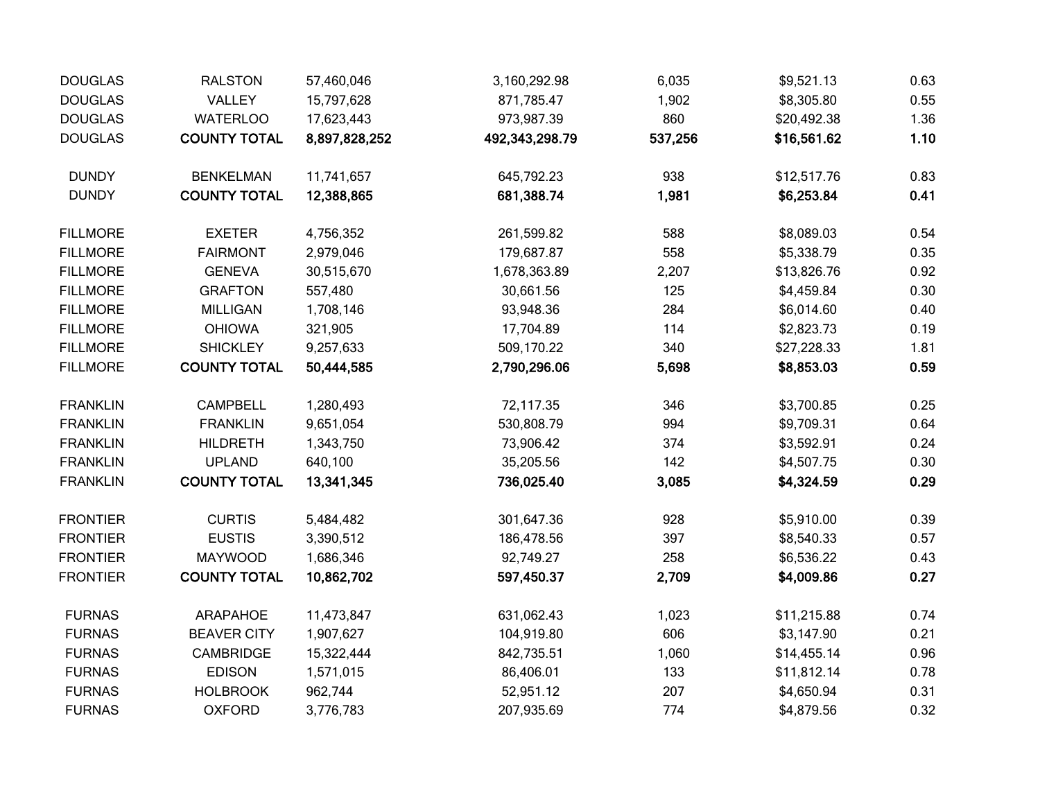| | | | | | | |
|---|---|---|---|---|---|---|
| DOUGLAS | RALSTON | 57,460,046 | 3,160,292.98 | 6,035 | $9,521.13 | 0.63 |
| DOUGLAS | VALLEY | 15,797,628 | 871,785.47 | 1,902 | $8,305.80 | 0.55 |
| DOUGLAS | WATERLOO | 17,623,443 | 973,987.39 | 860 | $20,492.38 | 1.36 |
| DOUGLAS | **COUNTY TOTAL** | **8,897,828,252** | **492,343,298.79** | **537,256** | **$16,561.62** | **1.10** |
| | | | | | | |
| DUNDY | BENKELMAN | 11,741,657 | 645,792.23 | 938 | $12,517.76 | 0.83 |
| DUNDY | **COUNTY TOTAL** | **12,388,865** | **681,388.74** | **1,981** | **$6,253.84** | **0.41** |
| | | | | | | |
| FILLMORE | EXETER | 4,756,352 | 261,599.82 | 588 | $8,089.03 | 0.54 |
| FILLMORE | FAIRMONT | 2,979,046 | 179,687.87 | 558 | $5,338.79 | 0.35 |
| FILLMORE | GENEVA | 30,515,670 | 1,678,363.89 | 2,207 | $13,826.76 | 0.92 |
| FILLMORE | GRAFTON | 557,480 | 30,661.56 | 125 | $4,459.84 | 0.30 |
| FILLMORE | MILLIGAN | 1,708,146 | 93,948.36 | 284 | $6,014.60 | 0.40 |
| FILLMORE | OHIOWA | 321,905 | 17,704.89 | 114 | $2,823.73 | 0.19 |
| FILLMORE | SHICKLEY | 9,257,633 | 509,170.22 | 340 | $27,228.33 | 1.81 |
| FILLMORE | **COUNTY TOTAL** | **50,444,585** | **2,790,296.06** | **5,698** | **$8,853.03** | **0.59** |
| | | | | | | |
| FRANKLIN | CAMPBELL | 1,280,493 | 72,117.35 | 346 | $3,700.85 | 0.25 |
| FRANKLIN | FRANKLIN | 9,651,054 | 530,808.79 | 994 | $9,709.31 | 0.64 |
| FRANKLIN | HILDRETH | 1,343,750 | 73,906.42 | 374 | $3,592.91 | 0.24 |
| FRANKLIN | UPLAND | 640,100 | 35,205.56 | 142 | $4,507.75 | 0.30 |
| FRANKLIN | **COUNTY TOTAL** | **13,341,345** | **736,025.40** | **3,085** | **$4,324.59** | **0.29** |
| | | | | | | |
| FRONTIER | CURTIS | 5,484,482 | 301,647.36 | 928 | $5,910.00 | 0.39 |
| FRONTIER | EUSTIS | 3,390,512 | 186,478.56 | 397 | $8,540.33 | 0.57 |
| FRONTIER | MAYWOOD | 1,686,346 | 92,749.27 | 258 | $6,536.22 | 0.43 |
| FRONTIER | **COUNTY TOTAL** | **10,862,702** | **597,450.37** | **2,709** | **$4,009.86** | **0.27** |
| | | | | | | |
| FURNAS | ARAPAHOE | 11,473,847 | 631,062.43 | 1,023 | $11,215.88 | 0.74 |
| FURNAS | BEAVER CITY | 1,907,627 | 104,919.80 | 606 | $3,147.90 | 0.21 |
| FURNAS | CAMBRIDGE | 15,322,444 | 842,735.51 | 1,060 | $14,455.14 | 0.96 |
| FURNAS | EDISON | 1,571,015 | 86,406.01 | 133 | $11,812.14 | 0.78 |
| FURNAS | HOLBROOK | 962,744 | 52,951.12 | 207 | $4,650.94 | 0.31 |
| FURNAS | OXFORD | 3,776,783 | 207,935.69 | 774 | $4,879.56 | 0.32 |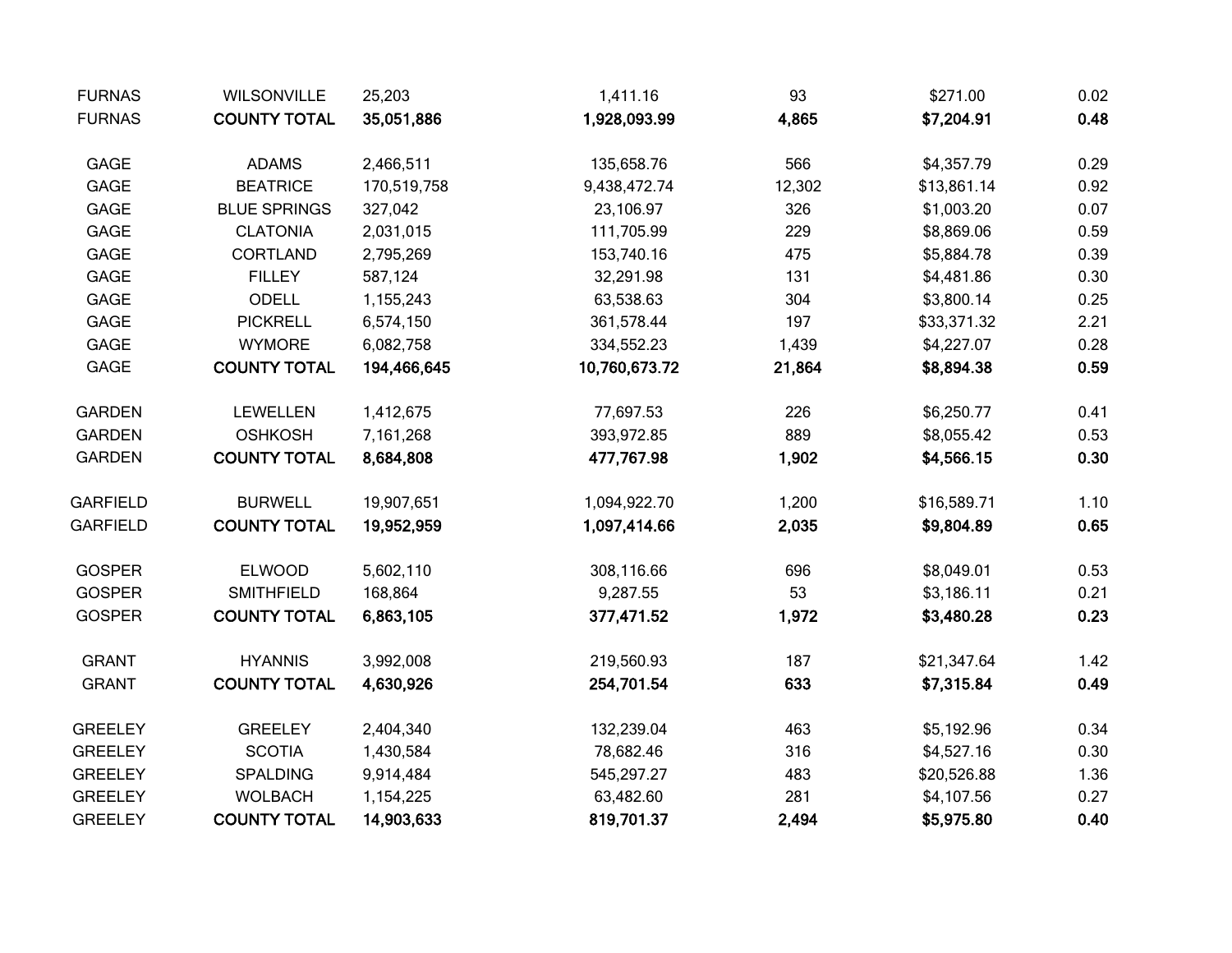| | | | | | | |
|---|---|---|---|---|---|---|
| FURNAS | WILSONVILLE | 25,203 | 1,411.16 | 93 | $271.00 | 0.02 |
| FURNAS | **COUNTY TOTAL** | **35,051,886** | **1,928,093.99** | **4,865** | **$7,204.91** | **0.48** |
| | | | | | | |
| GAGE | ADAMS | 2,466,511 | 135,658.76 | 566 | $4,357.79 | 0.29 |
| GAGE | BEATRICE | 170,519,758 | 9,438,472.74 | 12,302 | $13,861.14 | 0.92 |
| GAGE | BLUE SPRINGS | 327,042 | 23,106.97 | 326 | $1,003.20 | 0.07 |
| GAGE | CLATONIA | 2,031,015 | 111,705.99 | 229 | $8,869.06 | 0.59 |
| GAGE | CORTLAND | 2,795,269 | 153,740.16 | 475 | $5,884.78 | 0.39 |
| GAGE | FILLEY | 587,124 | 32,291.98 | 131 | $4,481.86 | 0.30 |
| GAGE | ODELL | 1,155,243 | 63,538.63 | 304 | $3,800.14 | 0.25 |
| GAGE | PICKRELL | 6,574,150 | 361,578.44 | 197 | $33,371.32 | 2.21 |
| GAGE | WYMORE | 6,082,758 | 334,552.23 | 1,439 | $4,227.07 | 0.28 |
| GAGE | **COUNTY TOTAL** | **194,466,645** | **10,760,673.72** | **21,864** | **$8,894.38** | **0.59** |
| | | | | | | |
| GARDEN | LEWELLEN | 1,412,675 | 77,697.53 | 226 | $6,250.77 | 0.41 |
| GARDEN | OSHKOSH | 7,161,268 | 393,972.85 | 889 | $8,055.42 | 0.53 |
| GARDEN | **COUNTY TOTAL** | **8,684,808** | **477,767.98** | **1,902** | **$4,566.15** | **0.30** |
| | | | | | | |
| GARFIELD | BURWELL | 19,907,651 | 1,094,922.70 | 1,200 | $16,589.71 | 1.10 |
| GARFIELD | **COUNTY TOTAL** | **19,952,959** | **1,097,414.66** | **2,035** | **$9,804.89** | **0.65** |
| | | | | | | |
| GOSPER | ELWOOD | 5,602,110 | 308,116.66 | 696 | $8,049.01 | 0.53 |
| GOSPER | SMITHFIELD | 168,864 | 9,287.55 | 53 | $3,186.11 | 0.21 |
| GOSPER | **COUNTY TOTAL** | **6,863,105** | **377,471.52** | **1,972** | **$3,480.28** | **0.23** |
| | | | | | | |
| GRANT | HYANNIS | 3,992,008 | 219,560.93 | 187 | $21,347.64 | 1.42 |
| GRANT | **COUNTY TOTAL** | **4,630,926** | **254,701.54** | **633** | **$7,315.84** | **0.49** |
| | | | | | | |
| GREELEY | GREELEY | 2,404,340 | 132,239.04 | 463 | $5,192.96 | 0.34 |
| GREELEY | SCOTIA | 1,430,584 | 78,682.46 | 316 | $4,527.16 | 0.30 |
| GREELEY | SPALDING | 9,914,484 | 545,297.27 | 483 | $20,526.88 | 1.36 |
| GREELEY | WOLBACH | 1,154,225 | 63,482.60 | 281 | $4,107.56 | 0.27 |
| GREELEY | **COUNTY TOTAL** | **14,903,633** | **819,701.37** | **2,494** | **$5,975.80** | **0.40** |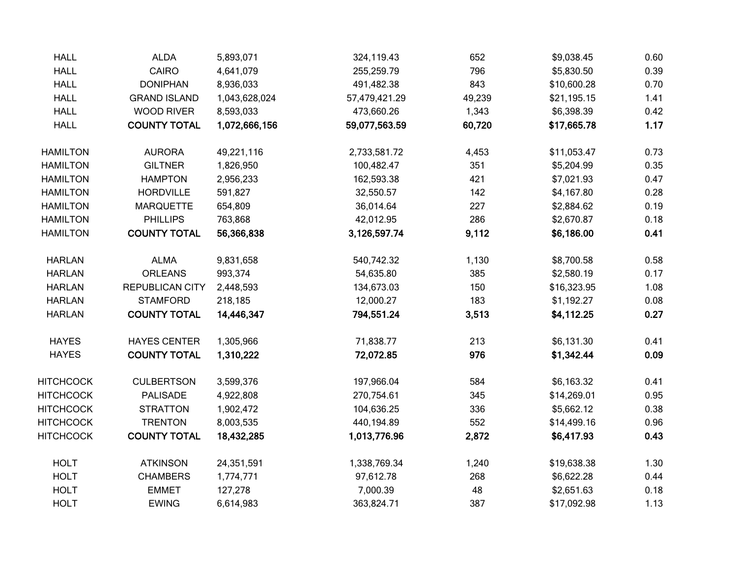| | | | | | | |
|---|---|---|---|---|---|---|
| HALL | ALDA | 5,893,071 | 324,119.43 | 652 | $9,038.45 | 0.60 |
| HALL | CAIRO | 4,641,079 | 255,259.79 | 796 | $5,830.50 | 0.39 |
| HALL | DONIPHAN | 8,936,033 | 491,482.38 | 843 | $10,600.28 | 0.70 |
| HALL | GRAND ISLAND | 1,043,628,024 | 57,479,421.29 | 49,239 | $21,195.15 | 1.41 |
| HALL | WOOD RIVER | 8,593,033 | 473,660.26 | 1,343 | $6,398.39 | 0.42 |
| HALL | **COUNTY TOTAL** | **1,072,666,156** | **59,077,563.59** | **60,720** | **$17,665.78** | **1.17** |
| | | | | | | |
| HAMILTON | AURORA | 49,221,116 | 2,733,581.72 | 4,453 | $11,053.47 | 0.73 |
| HAMILTON | GILTNER | 1,826,950 | 100,482.47 | 351 | $5,204.99 | 0.35 |
| HAMILTON | HAMPTON | 2,956,233 | 162,593.38 | 421 | $7,021.93 | 0.47 |
| HAMILTON | HORDVILLE | 591,827 | 32,550.57 | 142 | $4,167.80 | 0.28 |
| HAMILTON | MARQUETTE | 654,809 | 36,014.64 | 227 | $2,884.62 | 0.19 |
| HAMILTON | PHILLIPS | 763,868 | 42,012.95 | 286 | $2,670.87 | 0.18 |
| HAMILTON | **COUNTY TOTAL** | **56,366,838** | **3,126,597.74** | **9,112** | **$6,186.00** | **0.41** |
| | | | | | | |
| HARLAN | ALMA | 9,831,658 | 540,742.32 | 1,130 | $8,700.58 | 0.58 |
| HARLAN | ORLEANS | 993,374 | 54,635.80 | 385 | $2,580.19 | 0.17 |
| HARLAN | REPUBLICAN CITY | 2,448,593 | 134,673.03 | 150 | $16,323.95 | 1.08 |
| HARLAN | STAMFORD | 218,185 | 12,000.27 | 183 | $1,192.27 | 0.08 |
| HARLAN | **COUNTY TOTAL** | **14,446,347** | **794,551.24** | **3,513** | **$4,112.25** | **0.27** |
| | | | | | | |
| HAYES | HAYES CENTER | 1,305,966 | 71,838.77 | 213 | $6,131.30 | 0.41 |
| HAYES | **COUNTY TOTAL** | **1,310,222** | **72,072.85** | **976** | **$1,342.44** | **0.09** |
| | | | | | | |
| HITCHCOCK | CULBERTSON | 3,599,376 | 197,966.04 | 584 | $6,163.32 | 0.41 |
| HITCHCOCK | PALISADE | 4,922,808 | 270,754.61 | 345 | $14,269.01 | 0.95 |
| HITCHCOCK | STRATTON | 1,902,472 | 104,636.25 | 336 | $5,662.12 | 0.38 |
| HITCHCOCK | TRENTON | 8,003,535 | 440,194.89 | 552 | $14,499.16 | 0.96 |
| HITCHCOCK | **COUNTY TOTAL** | **18,432,285** | **1,013,776.96** | **2,872** | **$6,417.93** | **0.43** |
| | | | | | | |
| HOLT | ATKINSON | 24,351,591 | 1,338,769.34 | 1,240 | $19,638.38 | 1.30 |
| HOLT | CHAMBERS | 1,774,771 | 97,612.78 | 268 | $6,622.28 | 0.44 |
| HOLT | EMMET | 127,278 | 7,000.39 | 48 | $2,651.63 | 0.18 |
| HOLT | EWING | 6,614,983 | 363,824.71 | 387 | $17,092.98 | 1.13 |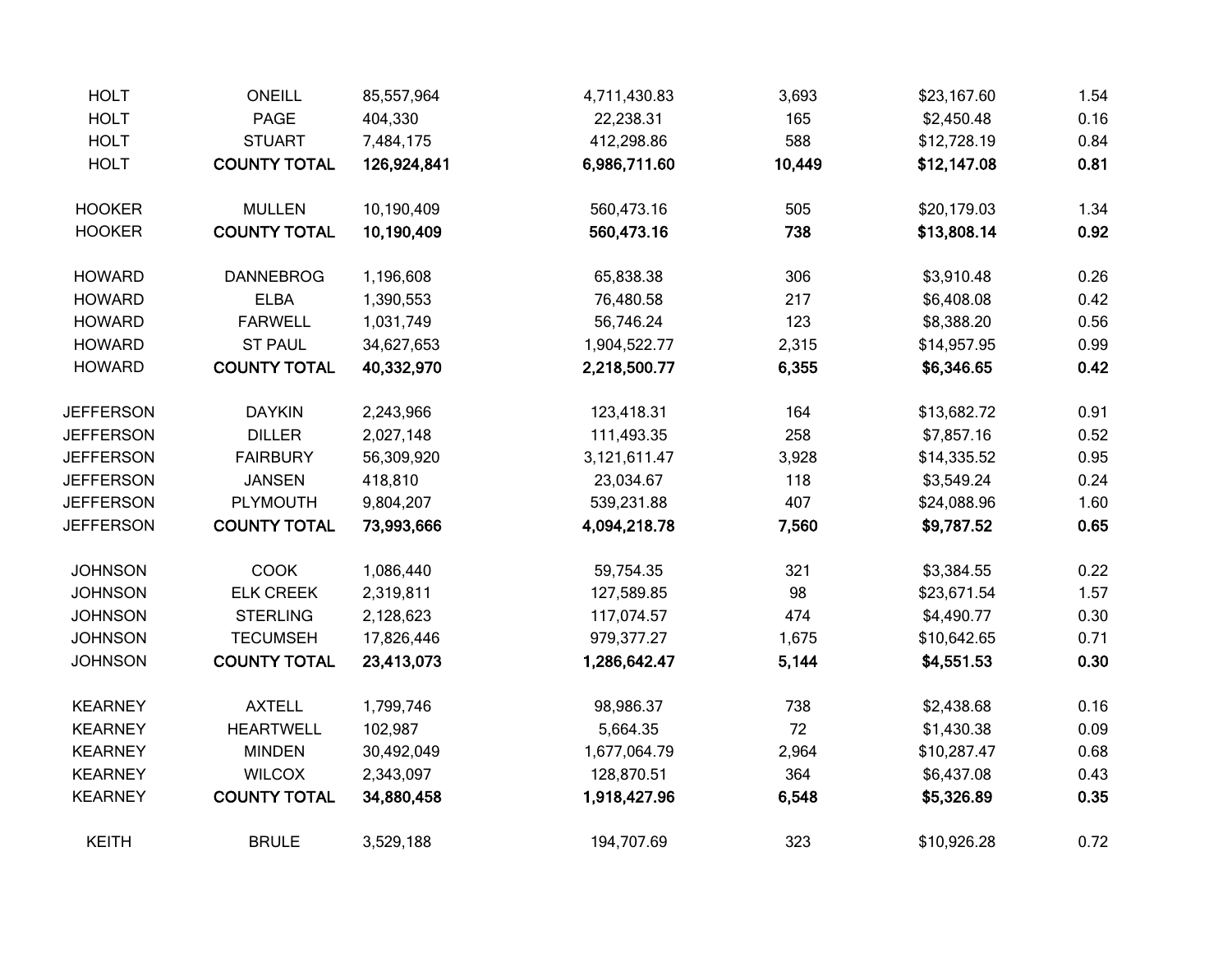| | | | | | | |
|---|---|---|---|---|---|---|
| HOLT | ONEILL | 85,557,964 | 4,711,430.83 | 3,693 | $23,167.60 | 1.54 |
| HOLT | PAGE | 404,330 | 22,238.31 | 165 | $2,450.48 | 0.16 |
| HOLT | STUART | 7,484,175 | 412,298.86 | 588 | $12,728.19 | 0.84 |
| HOLT | **COUNTY TOTAL** | **126,924,841** | **6,986,711.60** | **10,449** | **$12,147.08** | **0.81** |
| | | | | | | |
| HOOKER | MULLEN | 10,190,409 | 560,473.16 | 505 | $20,179.03 | 1.34 |
| HOOKER | **COUNTY TOTAL** | **10,190,409** | **560,473.16** | **738** | **$13,808.14** | **0.92** |
| | | | | | | |
| HOWARD | DANNEBROG | 1,196,608 | 65,838.38 | 306 | $3,910.48 | 0.26 |
| HOWARD | ELBA | 1,390,553 | 76,480.58 | 217 | $6,408.08 | 0.42 |
| HOWARD | FARWELL | 1,031,749 | 56,746.24 | 123 | $8,388.20 | 0.56 |
| HOWARD | ST PAUL | 34,627,653 | 1,904,522.77 | 2,315 | $14,957.95 | 0.99 |
| HOWARD | **COUNTY TOTAL** | **40,332,970** | **2,218,500.77** | **6,355** | **$6,346.65** | **0.42** |
| | | | | | | |
| JEFFERSON | DAYKIN | 2,243,966 | 123,418.31 | 164 | $13,682.72 | 0.91 |
| JEFFERSON | DILLER | 2,027,148 | 111,493.35 | 258 | $7,857.16 | 0.52 |
| JEFFERSON | FAIRBURY | 56,309,920 | 3,121,611.47 | 3,928 | $14,335.52 | 0.95 |
| JEFFERSON | JANSEN | 418,810 | 23,034.67 | 118 | $3,549.24 | 0.24 |
| JEFFERSON | PLYMOUTH | 9,804,207 | 539,231.88 | 407 | $24,088.96 | 1.60 |
| JEFFERSON | **COUNTY TOTAL** | **73,993,666** | **4,094,218.78** | **7,560** | **$9,787.52** | **0.65** |
| | | | | | | |
| JOHNSON | COOK | 1,086,440 | 59,754.35 | 321 | $3,384.55 | 0.22 |
| JOHNSON | ELK CREEK | 2,319,811 | 127,589.85 | 98 | $23,671.54 | 1.57 |
| JOHNSON | STERLING | 2,128,623 | 117,074.57 | 474 | $4,490.77 | 0.30 |
| JOHNSON | TECUMSEH | 17,826,446 | 979,377.27 | 1,675 | $10,642.65 | 0.71 |
| JOHNSON | **COUNTY TOTAL** | **23,413,073** | **1,286,642.47** | **5,144** | **$4,551.53** | **0.30** |
| | | | | | | |
| KEARNEY | AXTELL | 1,799,746 | 98,986.37 | 738 | $2,438.68 | 0.16 |
| KEARNEY | HEARTWELL | 102,987 | 5,664.35 | 72 | $1,430.38 | 0.09 |
| KEARNEY | MINDEN | 30,492,049 | 1,677,064.79 | 2,964 | $10,287.47 | 0.68 |
| KEARNEY | WILCOX | 2,343,097 | 128,870.51 | 364 | $6,437.08 | 0.43 |
| KEARNEY | **COUNTY TOTAL** | **34,880,458** | **1,918,427.96** | **6,548** | **$5,326.89** | **0.35** |
| | | | | | | |
| KEITH | BRULE | 3,529,188 | 194,707.69 | 323 | $10,926.28 | 0.72 |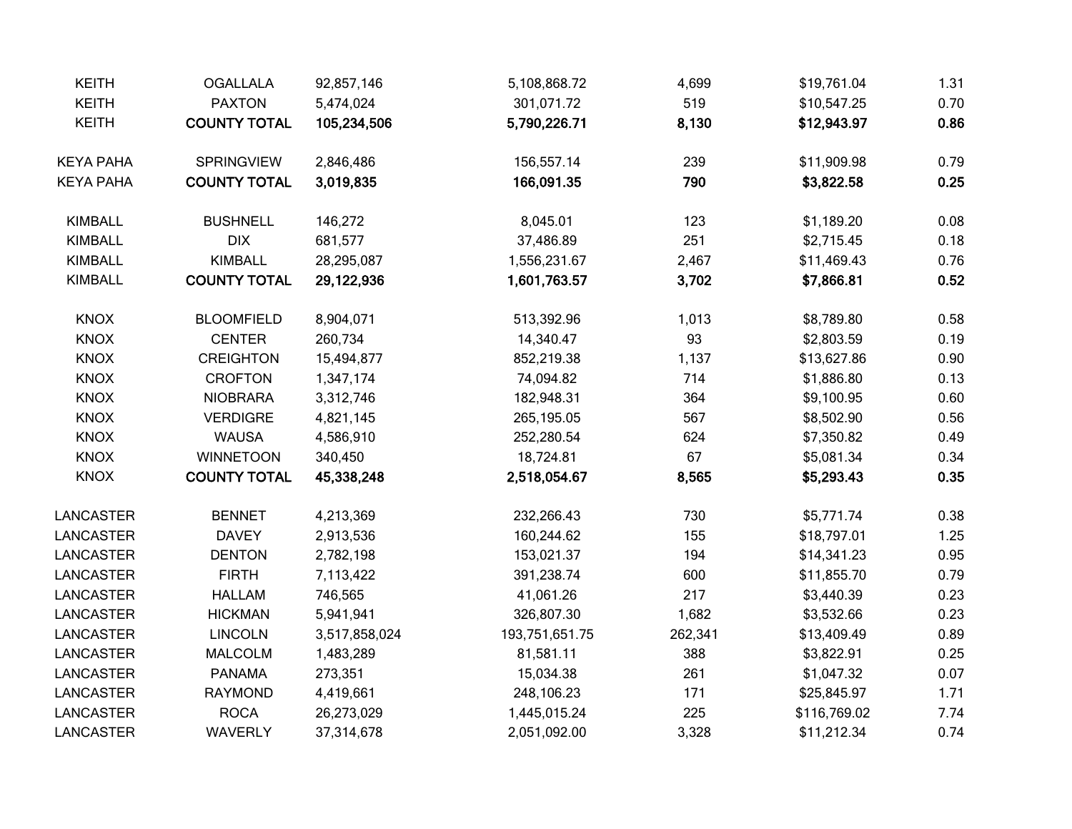| | | | | | | |
|---|---|---|---|---|---|---|
| KEITH | OGALLALA | 92,857,146 | 5,108,868.72 | 4,699 | $19,761.04 | 1.31 |
| KEITH | PAXTON | 5,474,024 | 301,071.72 | 519 | $10,547.25 | 0.70 |
| KEITH | **COUNTY TOTAL** | **105,234,506** | **5,790,226.71** | **8,130** | **$12,943.97** | **0.86** |
| | | | | | | |
| KEYA PAHA | SPRINGVIEW | 2,846,486 | 156,557.14 | 239 | $11,909.98 | 0.79 |
| KEYA PAHA | **COUNTY TOTAL** | **3,019,835** | **166,091.35** | **790** | **$3,822.58** | **0.25** |
| | | | | | | |
| KIMBALL | BUSHNELL | 146,272 | 8,045.01 | 123 | $1,189.20 | 0.08 |
| KIMBALL | DIX | 681,577 | 37,486.89 | 251 | $2,715.45 | 0.18 |
| KIMBALL | KIMBALL | 28,295,087 | 1,556,231.67 | 2,467 | $11,469.43 | 0.76 |
| KIMBALL | **COUNTY TOTAL** | **29,122,936** | **1,601,763.57** | **3,702** | **$7,866.81** | **0.52** |
| | | | | | | |
| KNOX | BLOOMFIELD | 8,904,071 | 513,392.96 | 1,013 | $8,789.80 | 0.58 |
| KNOX | CENTER | 260,734 | 14,340.47 | 93 | $2,803.59 | 0.19 |
| KNOX | CREIGHTON | 15,494,877 | 852,219.38 | 1,137 | $13,627.86 | 0.90 |
| KNOX | CROFTON | 1,347,174 | 74,094.82 | 714 | $1,886.80 | 0.13 |
| KNOX | NIOBRARA | 3,312,746 | 182,948.31 | 364 | $9,100.95 | 0.60 |
| KNOX | VERDIGRE | 4,821,145 | 265,195.05 | 567 | $8,502.90 | 0.56 |
| KNOX | WAUSA | 4,586,910 | 252,280.54 | 624 | $7,350.82 | 0.49 |
| KNOX | WINNETOON | 340,450 | 18,724.81 | 67 | $5,081.34 | 0.34 |
| KNOX | **COUNTY TOTAL** | **45,338,248** | **2,518,054.67** | **8,565** | **$5,293.43** | **0.35** |
| | | | | | | |
| LANCASTER | BENNET | 4,213,369 | 232,266.43 | 730 | $5,771.74 | 0.38 |
| LANCASTER | DAVEY | 2,913,536 | 160,244.62 | 155 | $18,797.01 | 1.25 |
| LANCASTER | DENTON | 2,782,198 | 153,021.37 | 194 | $14,341.23 | 0.95 |
| LANCASTER | FIRTH | 7,113,422 | 391,238.74 | 600 | $11,855.70 | 0.79 |
| LANCASTER | HALLAM | 746,565 | 41,061.26 | 217 | $3,440.39 | 0.23 |
| LANCASTER | HICKMAN | 5,941,941 | 326,807.30 | 1,682 | $3,532.66 | 0.23 |
| LANCASTER | LINCOLN | 3,517,858,024 | 193,751,651.75 | 262,341 | $13,409.49 | 0.89 |
| LANCASTER | MALCOLM | 1,483,289 | 81,581.11 | 388 | $3,822.91 | 0.25 |
| LANCASTER | PANAMA | 273,351 | 15,034.38 | 261 | $1,047.32 | 0.07 |
| LANCASTER | RAYMOND | 4,419,661 | 248,106.23 | 171 | $25,845.97 | 1.71 |
| LANCASTER | ROCA | 26,273,029 | 1,445,015.24 | 225 | $116,769.02 | 7.74 |
| LANCASTER | WAVERLY | 37,314,678 | 2,051,092.00 | 3,328 | $11,212.34 | 0.74 |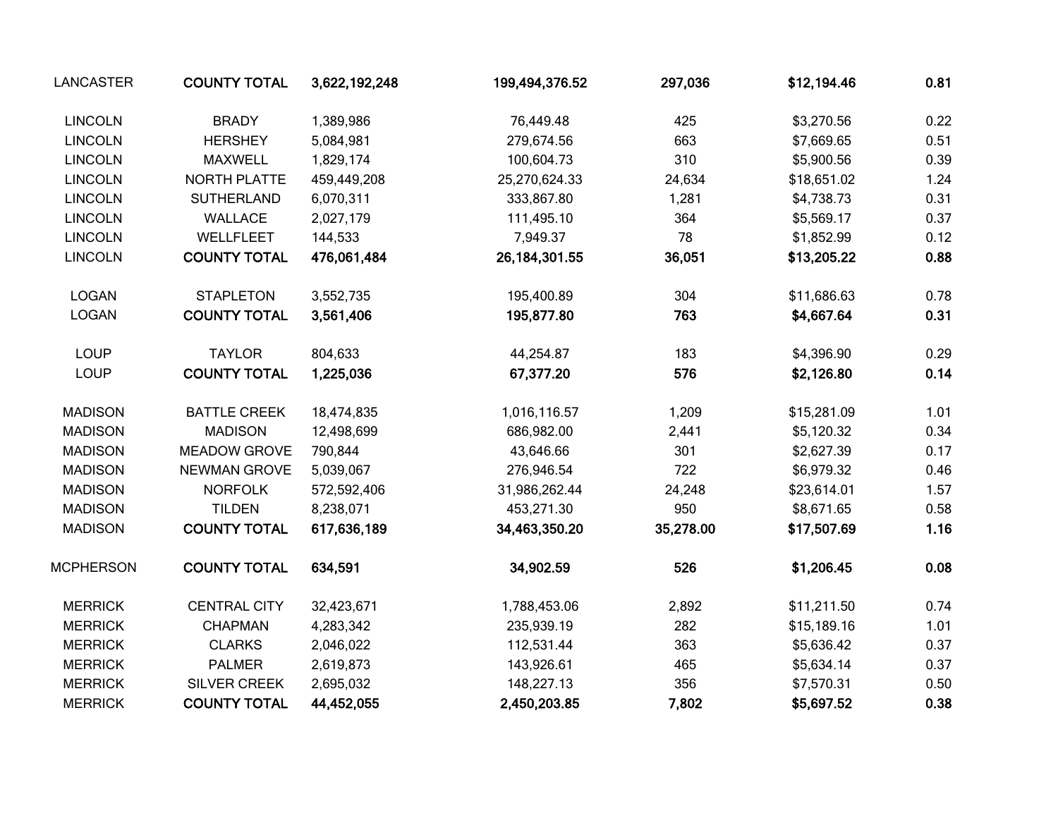| | | | | | | |
|---|---|---|---|---|---|---|
| LANCASTER | **COUNTY TOTAL** | **3,622,192,248** | **199,494,376.52** | **297,036** | **$12,194.46** | **0.81** |
| | | | | | | |
| LINCOLN | BRADY | 1,389,986 | 76,449.48 | 425 | $3,270.56 | 0.22 |
| LINCOLN | HERSHEY | 5,084,981 | 279,674.56 | 663 | $7,669.65 | 0.51 |
| LINCOLN | MAXWELL | 1,829,174 | 100,604.73 | 310 | $5,900.56 | 0.39 |
| LINCOLN | NORTH PLATTE | 459,449,208 | 25,270,624.33 | 24,634 | $18,651.02 | 1.24 |
| LINCOLN | SUTHERLAND | 6,070,311 | 333,867.80 | 1,281 | $4,738.73 | 0.31 |
| LINCOLN | WALLACE | 2,027,179 | 111,495.10 | 364 | $5,569.17 | 0.37 |
| LINCOLN | WELLFLEET | 144,533 | 7,949.37 | 78 | $1,852.99 | 0.12 |
| LINCOLN | **COUNTY TOTAL** | **476,061,484** | **26,184,301.55** | **36,051** | **$13,205.22** | **0.88** |
| | | | | | | |
| LOGAN | STAPLETON | 3,552,735 | 195,400.89 | 304 | $11,686.63 | 0.78 |
| LOGAN | **COUNTY TOTAL** | **3,561,406** | **195,877.80** | **763** | **$4,667.64** | **0.31** |
| | | | | | | |
| LOUP | TAYLOR | 804,633 | 44,254.87 | 183 | $4,396.90 | 0.29 |
| LOUP | **COUNTY TOTAL** | **1,225,036** | **67,377.20** | **576** | **$2,126.80** | **0.14** |
| | | | | | | |
| MADISON | BATTLE CREEK | 18,474,835 | 1,016,116.57 | 1,209 | $15,281.09 | 1.01 |
| MADISON | MADISON | 12,498,699 | 686,982.00 | 2,441 | $5,120.32 | 0.34 |
| MADISON | MEADOW GROVE | 790,844 | 43,646.66 | 301 | $2,627.39 | 0.17 |
| MADISON | NEWMAN GROVE | 5,039,067 | 276,946.54 | 722 | $6,979.32 | 0.46 |
| MADISON | NORFOLK | 572,592,406 | 31,986,262.44 | 24,248 | $23,614.01 | 1.57 |
| MADISON | TILDEN | 8,238,071 | 453,271.30 | 950 | $8,671.65 | 0.58 |
| MADISON | **COUNTY TOTAL** | **617,636,189** | **34,463,350.20** | **35,278.00** | **$17,507.69** | **1.16** |
| | | | | | | |
| MCPHERSON | **COUNTY TOTAL** | **634,591** | **34,902.59** | **526** | **$1,206.45** | **0.08** |
| | | | | | | |
| MERRICK | CENTRAL CITY | 32,423,671 | 1,788,453.06 | 2,892 | $11,211.50 | 0.74 |
| MERRICK | CHAPMAN | 4,283,342 | 235,939.19 | 282 | $15,189.16 | 1.01 |
| MERRICK | CLARKS | 2,046,022 | 112,531.44 | 363 | $5,636.42 | 0.37 |
| MERRICK | PALMER | 2,619,873 | 143,926.61 | 465 | $5,634.14 | 0.37 |
| MERRICK | SILVER CREEK | 2,695,032 | 148,227.13 | 356 | $7,570.31 | 0.50 |
| MERRICK | **COUNTY TOTAL** | **44,452,055** | **2,450,203.85** | **7,802** | **$5,697.52** | **0.38** |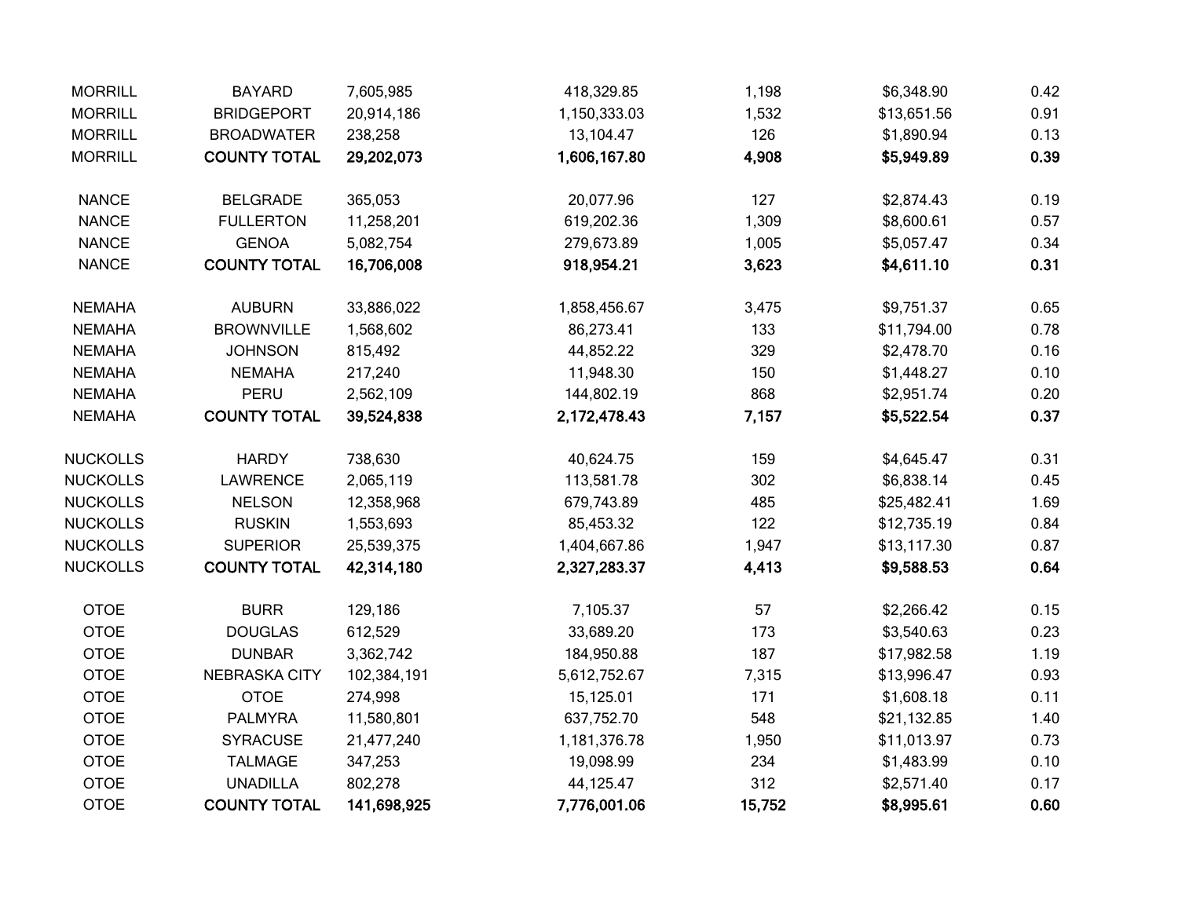| | | | | | | |
|---|---|---|---|---|---|---|
| MORRILL | BAYARD | 7,605,985 | 418,329.85 | 1,198 | $6,348.90 | 0.42 |
| MORRILL | BRIDGEPORT | 20,914,186 | 1,150,333.03 | 1,532 | $13,651.56 | 0.91 |
| MORRILL | BROADWATER | 238,258 | 13,104.47 | 126 | $1,890.94 | 0.13 |
| MORRILL | **COUNTY TOTAL** | **29,202,073** | **1,606,167.80** | **4,908** | **$5,949.89** | **0.39** |
| | | | | | | |
| NANCE | BELGRADE | 365,053 | 20,077.96 | 127 | $2,874.43 | 0.19 |
| NANCE | FULLERTON | 11,258,201 | 619,202.36 | 1,309 | $8,600.61 | 0.57 |
| NANCE | GENOA | 5,082,754 | 279,673.89 | 1,005 | $5,057.47 | 0.34 |
| NANCE | **COUNTY TOTAL** | **16,706,008** | **918,954.21** | **3,623** | **$4,611.10** | **0.31** |
| | | | | | | |
| NEMAHA | AUBURN | 33,886,022 | 1,858,456.67 | 3,475 | $9,751.37 | 0.65 |
| NEMAHA | BROWNVILLE | 1,568,602 | 86,273.41 | 133 | $11,794.00 | 0.78 |
| NEMAHA | JOHNSON | 815,492 | 44,852.22 | 329 | $2,478.70 | 0.16 |
| NEMAHA | NEMAHA | 217,240 | 11,948.30 | 150 | $1,448.27 | 0.10 |
| NEMAHA | PERU | 2,562,109 | 144,802.19 | 868 | $2,951.74 | 0.20 |
| NEMAHA | **COUNTY TOTAL** | **39,524,838** | **2,172,478.43** | **7,157** | **$5,522.54** | **0.37** |
| | | | | | | |
| NUCKOLLS | HARDY | 738,630 | 40,624.75 | 159 | $4,645.47 | 0.31 |
| NUCKOLLS | LAWRENCE | 2,065,119 | 113,581.78 | 302 | $6,838.14 | 0.45 |
| NUCKOLLS | NELSON | 12,358,968 | 679,743.89 | 485 | $25,482.41 | 1.69 |
| NUCKOLLS | RUSKIN | 1,553,693 | 85,453.32 | 122 | $12,735.19 | 0.84 |
| NUCKOLLS | SUPERIOR | 25,539,375 | 1,404,667.86 | 1,947 | $13,117.30 | 0.87 |
| NUCKOLLS | **COUNTY TOTAL** | **42,314,180** | **2,327,283.37** | **4,413** | **$9,588.53** | **0.64** |
| | | | | | | |
| OTOE | BURR | 129,186 | 7,105.37 | 57 | $2,266.42 | 0.15 |
| OTOE | DOUGLAS | 612,529 | 33,689.20 | 173 | $3,540.63 | 0.23 |
| OTOE | DUNBAR | 3,362,742 | 184,950.88 | 187 | $17,982.58 | 1.19 |
| OTOE | NEBRASKA CITY | 102,384,191 | 5,612,752.67 | 7,315 | $13,996.47 | 0.93 |
| OTOE | OTOE | 274,998 | 15,125.01 | 171 | $1,608.18 | 0.11 |
| OTOE | PALMYRA | 11,580,801 | 637,752.70 | 548 | $21,132.85 | 1.40 |
| OTOE | SYRACUSE | 21,477,240 | 1,181,376.78 | 1,950 | $11,013.97 | 0.73 |
| OTOE | TALMAGE | 347,253 | 19,098.99 | 234 | $1,483.99 | 0.10 |
| OTOE | UNADILLA | 802,278 | 44,125.47 | 312 | $2,571.40 | 0.17 |
| OTOE | **COUNTY TOTAL** | **141,698,925** | **7,776,001.06** | **15,752** | **$8,995.61** | **0.60** |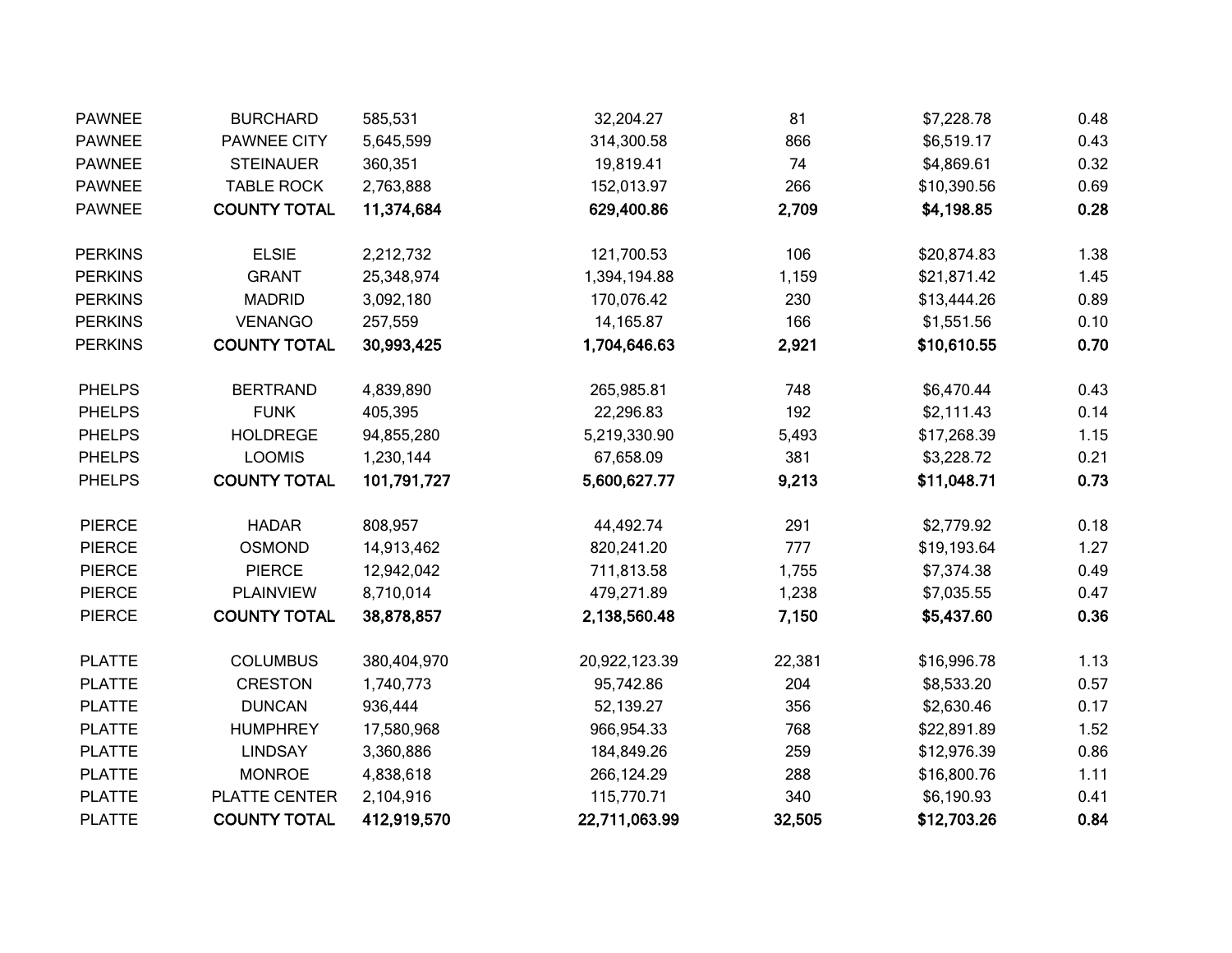| | | | | | | |
|---|---|---|---|---|---|---|
| PAWNEE | BURCHARD | 585,531 | 32,204.27 | 81 | $7,228.78 | 0.48 |
| PAWNEE | PAWNEE CITY | 5,645,599 | 314,300.58 | 866 | $6,519.17 | 0.43 |
| PAWNEE | STEINAUER | 360,351 | 19,819.41 | 74 | $4,869.61 | 0.32 |
| PAWNEE | TABLE ROCK | 2,763,888 | 152,013.97 | 266 | $10,390.56 | 0.69 |
| PAWNEE | **COUNTY TOTAL** | **11,374,684** | **629,400.86** | **2,709** | **$4,198.85** | **0.28** |
| | | | | | | |
| PERKINS | ELSIE | 2,212,732 | 121,700.53 | 106 | $20,874.83 | 1.38 |
| PERKINS | GRANT | 25,348,974 | 1,394,194.88 | 1,159 | $21,871.42 | 1.45 |
| PERKINS | MADRID | 3,092,180 | 170,076.42 | 230 | $13,444.26 | 0.89 |
| PERKINS | VENANGO | 257,559 | 14,165.87 | 166 | $1,551.56 | 0.10 |
| PERKINS | **COUNTY TOTAL** | **30,993,425** | **1,704,646.63** | **2,921** | **$10,610.55** | **0.70** |
| | | | | | | |
| PHELPS | BERTRAND | 4,839,890 | 265,985.81 | 748 | $6,470.44 | 0.43 |
| PHELPS | FUNK | 405,395 | 22,296.83 | 192 | $2,111.43 | 0.14 |
| PHELPS | HOLDREGE | 94,855,280 | 5,219,330.90 | 5,493 | $17,268.39 | 1.15 |
| PHELPS | LOOMIS | 1,230,144 | 67,658.09 | 381 | $3,228.72 | 0.21 |
| PHELPS | **COUNTY TOTAL** | **101,791,727** | **5,600,627.77** | **9,213** | **$11,048.71** | **0.73** |
| | | | | | | |
| PIERCE | HADAR | 808,957 | 44,492.74 | 291 | $2,779.92 | 0.18 |
| PIERCE | OSMOND | 14,913,462 | 820,241.20 | 777 | $19,193.64 | 1.27 |
| PIERCE | PIERCE | 12,942,042 | 711,813.58 | 1,755 | $7,374.38 | 0.49 |
| PIERCE | PLAINVIEW | 8,710,014 | 479,271.89 | 1,238 | $7,035.55 | 0.47 |
| PIERCE | **COUNTY TOTAL** | **38,878,857** | **2,138,560.48** | **7,150** | **$5,437.60** | **0.36** |
| | | | | | | |
| PLATTE | COLUMBUS | 380,404,970 | 20,922,123.39 | 22,381 | $16,996.78 | 1.13 |
| PLATTE | CRESTON | 1,740,773 | 95,742.86 | 204 | $8,533.20 | 0.57 |
| PLATTE | DUNCAN | 936,444 | 52,139.27 | 356 | $2,630.46 | 0.17 |
| PLATTE | HUMPHREY | 17,580,968 | 966,954.33 | 768 | $22,891.89 | 1.52 |
| PLATTE | LINDSAY | 3,360,886 | 184,849.26 | 259 | $12,976.39 | 0.86 |
| PLATTE | MONROE | 4,838,618 | 266,124.29 | 288 | $16,800.76 | 1.11 |
| PLATTE | PLATTE CENTER | 2,104,916 | 115,770.71 | 340 | $6,190.93 | 0.41 |
| PLATTE | **COUNTY TOTAL** | **412,919,570** | **22,711,063.99** | **32,505** | **$12,703.26** | **0.84** |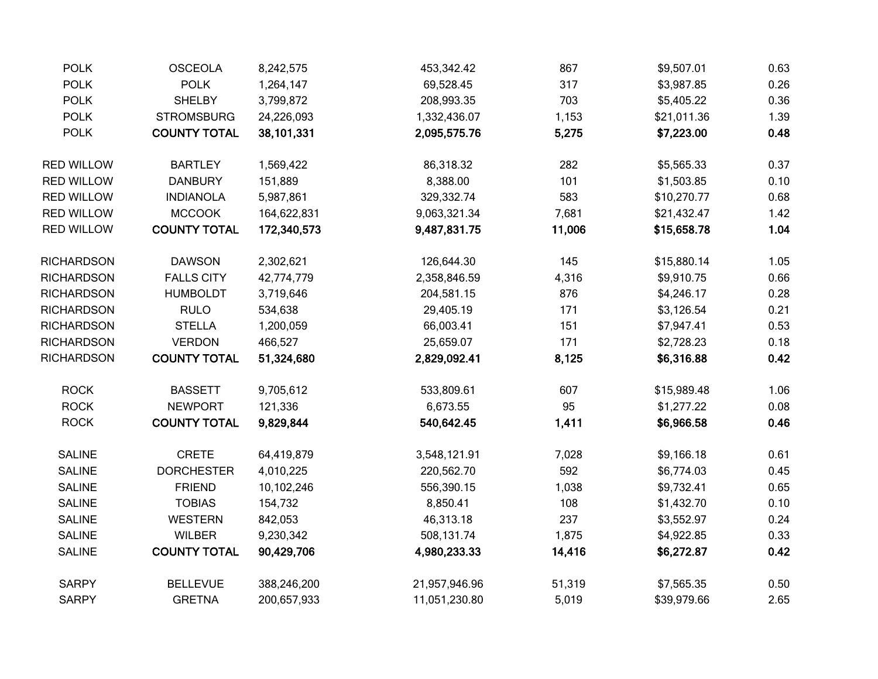| | | | | | | |
|---|---|---|---|---|---|---|
| POLK | OSCEOLA | 8,242,575 | 453,342.42 | 867 | $9,507.01 | 0.63 |
| POLK | POLK | 1,264,147 | 69,528.45 | 317 | $3,987.85 | 0.26 |
| POLK | SHELBY | 3,799,872 | 208,993.35 | 703 | $5,405.22 | 0.36 |
| POLK | STROMSBURG | 24,226,093 | 1,332,436.07 | 1,153 | $21,011.36 | 1.39 |
| POLK | **COUNTY TOTAL** | **38,101,331** | **2,095,575.76** | **5,275** | **$7,223.00** | **0.48** |
| | | | | | | |
| RED WILLOW | BARTLEY | 1,569,422 | 86,318.32 | 282 | $5,565.33 | 0.37 |
| RED WILLOW | DANBURY | 151,889 | 8,388.00 | 101 | $1,503.85 | 0.10 |
| RED WILLOW | INDIANOLA | 5,987,861 | 329,332.74 | 583 | $10,270.77 | 0.68 |
| RED WILLOW | MCCOOK | 164,622,831 | 9,063,321.34 | 7,681 | $21,432.47 | 1.42 |
| RED WILLOW | **COUNTY TOTAL** | **172,340,573** | **9,487,831.75** | **11,006** | **$15,658.78** | **1.04** |
| | | | | | | |
| RICHARDSON | DAWSON | 2,302,621 | 126,644.30 | 145 | $15,880.14 | 1.05 |
| RICHARDSON | FALLS CITY | 42,774,779 | 2,358,846.59 | 4,316 | $9,910.75 | 0.66 |
| RICHARDSON | HUMBOLDT | 3,719,646 | 204,581.15 | 876 | $4,246.17 | 0.28 |
| RICHARDSON | RULO | 534,638 | 29,405.19 | 171 | $3,126.54 | 0.21 |
| RICHARDSON | STELLA | 1,200,059 | 66,003.41 | 151 | $7,947.41 | 0.53 |
| RICHARDSON | VERDON | 466,527 | 25,659.07 | 171 | $2,728.23 | 0.18 |
| RICHARDSON | **COUNTY TOTAL** | **51,324,680** | **2,829,092.41** | **8,125** | **$6,316.88** | **0.42** |
| | | | | | | |
| ROCK | BASSETT | 9,705,612 | 533,809.61 | 607 | $15,989.48 | 1.06 |
| ROCK | NEWPORT | 121,336 | 6,673.55 | 95 | $1,277.22 | 0.08 |
| ROCK | **COUNTY TOTAL** | **9,829,844** | **540,642.45** | **1,411** | **$6,966.58** | **0.46** |
| | | | | | | |
| SALINE | CRETE | 64,419,879 | 3,548,121.91 | 7,028 | $9,166.18 | 0.61 |
| SALINE | DORCHESTER | 4,010,225 | 220,562.70 | 592 | $6,774.03 | 0.45 |
| SALINE | FRIEND | 10,102,246 | 556,390.15 | 1,038 | $9,732.41 | 0.65 |
| SALINE | TOBIAS | 154,732 | 8,850.41 | 108 | $1,432.70 | 0.10 |
| SALINE | WESTERN | 842,053 | 46,313.18 | 237 | $3,552.97 | 0.24 |
| SALINE | WILBER | 9,230,342 | 508,131.74 | 1,875 | $4,922.85 | 0.33 |
| SALINE | **COUNTY TOTAL** | **90,429,706** | **4,980,233.33** | **14,416** | **$6,272.87** | **0.42** |
| | | | | | | |
| SARPY | BELLEVUE | 388,246,200 | 21,957,946.96 | 51,319 | $7,565.35 | 0.50 |
| SARPY | GRETNA | 200,657,933 | 11,051,230.80 | 5,019 | $39,979.66 | 2.65 |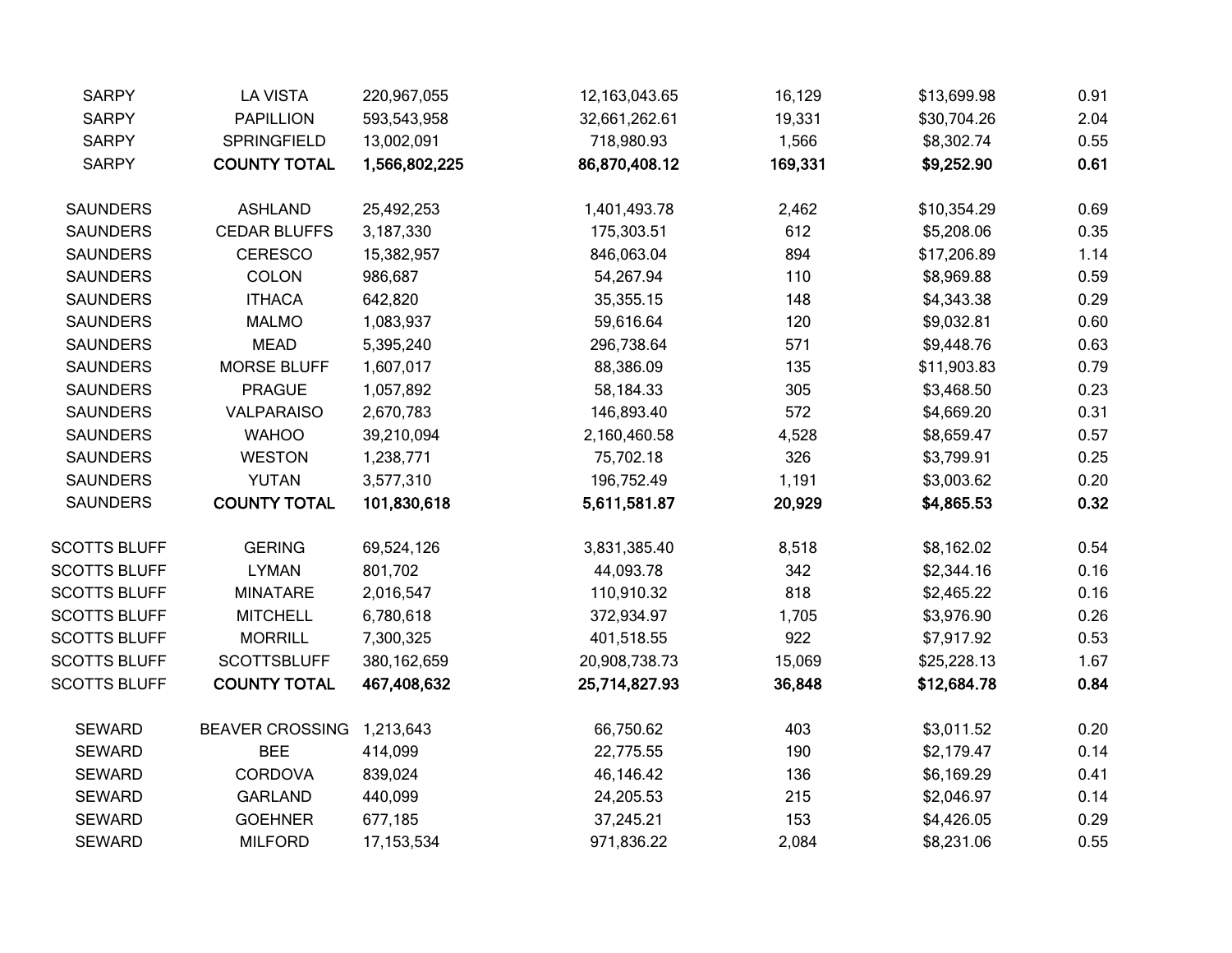| | | | | | | |
|---|---|---|---|---|---|---|
| SARPY | LA VISTA | 220,967,055 | 12,163,043.65 | 16,129 | $13,699.98 | 0.91 |
| SARPY | PAPILLION | 593,543,958 | 32,661,262.61 | 19,331 | $30,704.26 | 2.04 |
| SARPY | SPRINGFIELD | 13,002,091 | 718,980.93 | 1,566 | $8,302.74 | 0.55 |
| SARPY | **COUNTY TOTAL** | **1,566,802,225** | **86,870,408.12** | **169,331** | **$9,252.90** | **0.61** |
| | | | | | | |
| SAUNDERS | ASHLAND | 25,492,253 | 1,401,493.78 | 2,462 | $10,354.29 | 0.69 |
| SAUNDERS | CEDAR BLUFFS | 3,187,330 | 175,303.51 | 612 | $5,208.06 | 0.35 |
| SAUNDERS | CERESCO | 15,382,957 | 846,063.04 | 894 | $17,206.89 | 1.14 |
| SAUNDERS | COLON | 986,687 | 54,267.94 | 110 | $8,969.88 | 0.59 |
| SAUNDERS | ITHACA | 642,820 | 35,355.15 | 148 | $4,343.38 | 0.29 |
| SAUNDERS | MALMO | 1,083,937 | 59,616.64 | 120 | $9,032.81 | 0.60 |
| SAUNDERS | MEAD | 5,395,240 | 296,738.64 | 571 | $9,448.76 | 0.63 |
| SAUNDERS | MORSE BLUFF | 1,607,017 | 88,386.09 | 135 | $11,903.83 | 0.79 |
| SAUNDERS | PRAGUE | 1,057,892 | 58,184.33 | 305 | $3,468.50 | 0.23 |
| SAUNDERS | VALPARAISO | 2,670,783 | 146,893.40 | 572 | $4,669.20 | 0.31 |
| SAUNDERS | WAHOO | 39,210,094 | 2,160,460.58 | 4,528 | $8,659.47 | 0.57 |
| SAUNDERS | WESTON | 1,238,771 | 75,702.18 | 326 | $3,799.91 | 0.25 |
| SAUNDERS | YUTAN | 3,577,310 | 196,752.49 | 1,191 | $3,003.62 | 0.20 |
| SAUNDERS | **COUNTY TOTAL** | **101,830,618** | **5,611,581.87** | **20,929** | **$4,865.53** | **0.32** |
| | | | | | | |
| SCOTTS BLUFF | GERING | 69,524,126 | 3,831,385.40 | 8,518 | $8,162.02 | 0.54 |
| SCOTTS BLUFF | LYMAN | 801,702 | 44,093.78 | 342 | $2,344.16 | 0.16 |
| SCOTTS BLUFF | MINATARE | 2,016,547 | 110,910.32 | 818 | $2,465.22 | 0.16 |
| SCOTTS BLUFF | MITCHELL | 6,780,618 | 372,934.97 | 1,705 | $3,976.90 | 0.26 |
| SCOTTS BLUFF | MORRILL | 7,300,325 | 401,518.55 | 922 | $7,917.92 | 0.53 |
| SCOTTS BLUFF | SCOTTSBLUFF | 380,162,659 | 20,908,738.73 | 15,069 | $25,228.13 | 1.67 |
| SCOTTS BLUFF | **COUNTY TOTAL** | **467,408,632** | **25,714,827.93** | **36,848** | **$12,684.78** | **0.84** |
| | | | | | | |
| SEWARD | BEAVER CROSSING | 1,213,643 | 66,750.62 | 403 | $3,011.52 | 0.20 |
| SEWARD | BEE | 414,099 | 22,775.55 | 190 | $2,179.47 | 0.14 |
| SEWARD | CORDOVA | 839,024 | 46,146.42 | 136 | $6,169.29 | 0.41 |
| SEWARD | GARLAND | 440,099 | 24,205.53 | 215 | $2,046.97 | 0.14 |
| SEWARD | GOEHNER | 677,185 | 37,245.21 | 153 | $4,426.05 | 0.29 |
| SEWARD | MILFORD | 17,153,534 | 971,836.22 | 2,084 | $8,231.06 | 0.55 |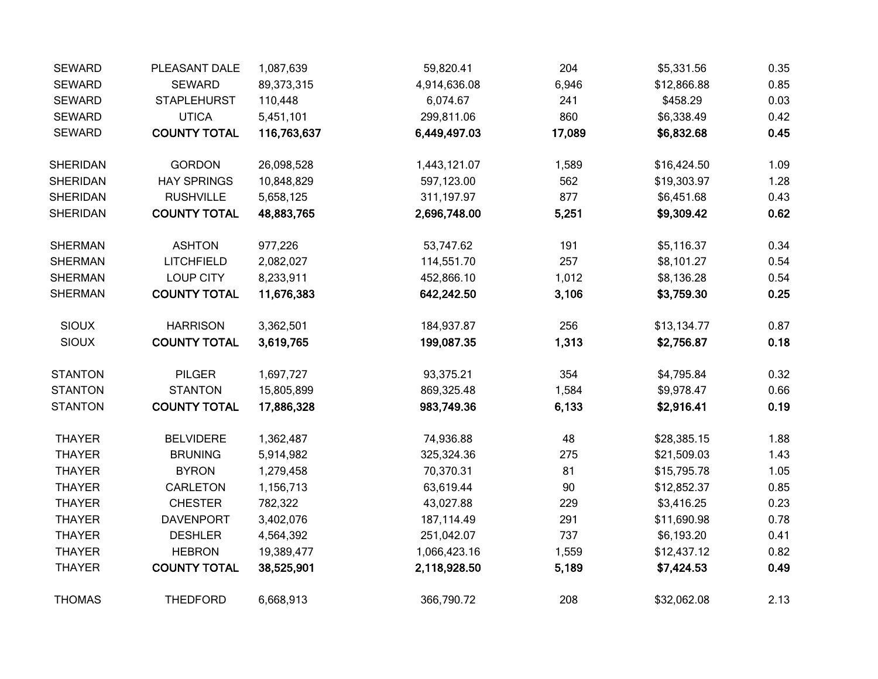| | | | | | | |
|---|---|---|---|---|---|---|
| SEWARD | PLEASANT DALE | 1,087,639 | 59,820.41 | 204 | $5,331.56 | 0.35 |
| SEWARD | SEWARD | 89,373,315 | 4,914,636.08 | 6,946 | $12,866.88 | 0.85 |
| SEWARD | STAPLEHURST | 110,448 | 6,074.67 | 241 | $458.29 | 0.03 |
| SEWARD | UTICA | 5,451,101 | 299,811.06 | 860 | $6,338.49 | 0.42 |
| SEWARD | **COUNTY TOTAL** | **116,763,637** | **6,449,497.03** | **17,089** | **$6,832.68** | **0.45** |
| | | | | | | |
| SHERIDAN | GORDON | 26,098,528 | 1,443,121.07 | 1,589 | $16,424.50 | 1.09 |
| SHERIDAN | HAY SPRINGS | 10,848,829 | 597,123.00 | 562 | $19,303.97 | 1.28 |
| SHERIDAN | RUSHVILLE | 5,658,125 | 311,197.97 | 877 | $6,451.68 | 0.43 |
| SHERIDAN | **COUNTY TOTAL** | **48,883,765** | **2,696,748.00** | **5,251** | **$9,309.42** | **0.62** |
| | | | | | | |
| SHERMAN | ASHTON | 977,226 | 53,747.62 | 191 | $5,116.37 | 0.34 |
| SHERMAN | LITCHFIELD | 2,082,027 | 114,551.70 | 257 | $8,101.27 | 0.54 |
| SHERMAN | LOUP CITY | 8,233,911 | 452,866.10 | 1,012 | $8,136.28 | 0.54 |
| SHERMAN | **COUNTY TOTAL** | **11,676,383** | **642,242.50** | **3,106** | **$3,759.30** | **0.25** |
| | | | | | | |
| SIOUX | HARRISON | 3,362,501 | 184,937.87 | 256 | $13,134.77 | 0.87 |
| SIOUX | **COUNTY TOTAL** | **3,619,765** | **199,087.35** | **1,313** | **$2,756.87** | **0.18** |
| | | | | | | |
| STANTON | PILGER | 1,697,727 | 93,375.21 | 354 | $4,795.84 | 0.32 |
| STANTON | STANTON | 15,805,899 | 869,325.48 | 1,584 | $9,978.47 | 0.66 |
| STANTON | **COUNTY TOTAL** | **17,886,328** | **983,749.36** | **6,133** | **$2,916.41** | **0.19** |
| | | | | | | |
| THAYER | BELVIDERE | 1,362,487 | 74,936.88 | 48 | $28,385.15 | 1.88 |
| THAYER | BRUNING | 5,914,982 | 325,324.36 | 275 | $21,509.03 | 1.43 |
| THAYER | BYRON | 1,279,458 | 70,370.31 | 81 | $15,795.78 | 1.05 |
| THAYER | CARLETON | 1,156,713 | 63,619.44 | 90 | $12,852.37 | 0.85 |
| THAYER | CHESTER | 782,322 | 43,027.88 | 229 | $3,416.25 | 0.23 |
| THAYER | DAVENPORT | 3,402,076 | 187,114.49 | 291 | $11,690.98 | 0.78 |
| THAYER | DESHLER | 4,564,392 | 251,042.07 | 737 | $6,193.20 | 0.41 |
| THAYER | HEBRON | 19,389,477 | 1,066,423.16 | 1,559 | $12,437.12 | 0.82 |
| THAYER | **COUNTY TOTAL** | **38,525,901** | **2,118,928.50** | **5,189** | **$7,424.53** | **0.49** |
| | | | | | | |
| THOMAS | THEDFORD | 6,668,913 | 366,790.72 | 208 | $32,062.08 | 2.13 |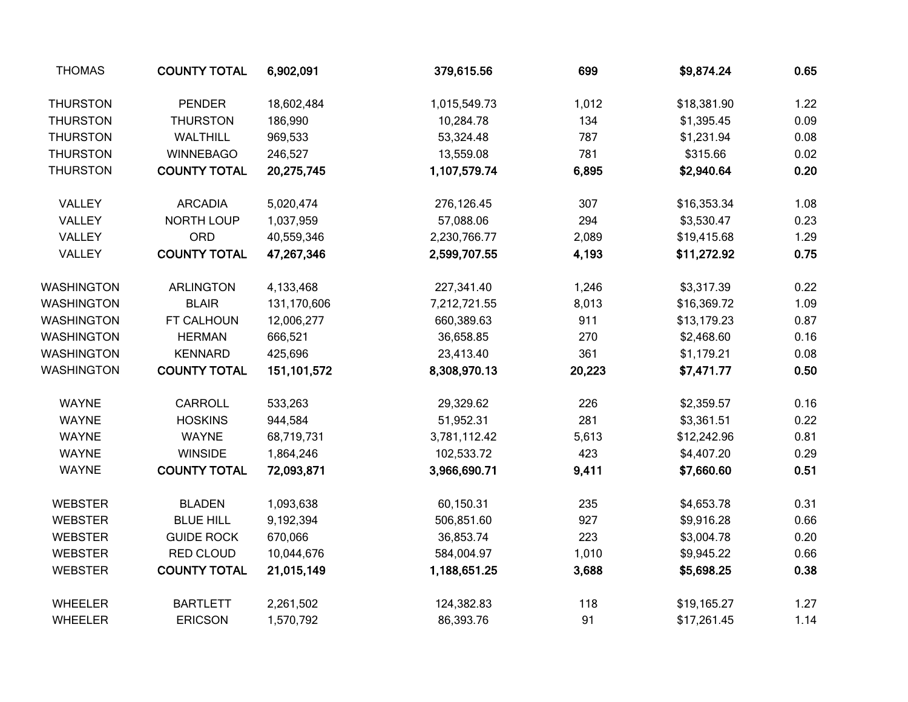| | | | | | | |
|---|---|---|---|---|---|---|
| THOMAS | **COUNTY TOTAL** | **6,902,091** | **379,615.56** | **699** | **$9,874.24** | **0.65** |
| | | | | | | |
| THURSTON | PENDER | 18,602,484 | 1,015,549.73 | 1,012 | $18,381.90 | 1.22 |
| THURSTON | THURSTON | 186,990 | 10,284.78 | 134 | $1,395.45 | 0.09 |
| THURSTON | WALTHILL | 969,533 | 53,324.48 | 787 | $1,231.94 | 0.08 |
| THURSTON | WINNEBAGO | 246,527 | 13,559.08 | 781 | $315.66 | 0.02 |
| THURSTON | **COUNTY TOTAL** | **20,275,745** | **1,107,579.74** | **6,895** | **$2,940.64** | **0.20** |
| | | | | | | |
| VALLEY | ARCADIA | 5,020,474 | 276,126.45 | 307 | $16,353.34 | 1.08 |
| VALLEY | NORTH LOUP | 1,037,959 | 57,088.06 | 294 | $3,530.47 | 0.23 |
| VALLEY | ORD | 40,559,346 | 2,230,766.77 | 2,089 | $19,415.68 | 1.29 |
| VALLEY | **COUNTY TOTAL** | **47,267,346** | **2,599,707.55** | **4,193** | **$11,272.92** | **0.75** |
| | | | | | | |
| WASHINGTON | ARLINGTON | 4,133,468 | 227,341.40 | 1,246 | $3,317.39 | 0.22 |
| WASHINGTON | BLAIR | 131,170,606 | 7,212,721.55 | 8,013 | $16,369.72 | 1.09 |
| WASHINGTON | FT CALHOUN | 12,006,277 | 660,389.63 | 911 | $13,179.23 | 0.87 |
| WASHINGTON | HERMAN | 666,521 | 36,658.85 | 270 | $2,468.60 | 0.16 |
| WASHINGTON | KENNARD | 425,696 | 23,413.40 | 361 | $1,179.21 | 0.08 |
| WASHINGTON | **COUNTY TOTAL** | **151,101,572** | **8,308,970.13** | **20,223** | **$7,471.77** | **0.50** |
| | | | | | | |
| WAYNE | CARROLL | 533,263 | 29,329.62 | 226 | $2,359.57 | 0.16 |
| WAYNE | HOSKINS | 944,584 | 51,952.31 | 281 | $3,361.51 | 0.22 |
| WAYNE | WAYNE | 68,719,731 | 3,781,112.42 | 5,613 | $12,242.96 | 0.81 |
| WAYNE | WINSIDE | 1,864,246 | 102,533.72 | 423 | $4,407.20 | 0.29 |
| WAYNE | **COUNTY TOTAL** | **72,093,871** | **3,966,690.71** | **9,411** | **$7,660.60** | **0.51** |
| | | | | | | |
| WEBSTER | BLADEN | 1,093,638 | 60,150.31 | 235 | $4,653.78 | 0.31 |
| WEBSTER | BLUE HILL | 9,192,394 | 506,851.60 | 927 | $9,916.28 | 0.66 |
| WEBSTER | GUIDE ROCK | 670,066 | 36,853.74 | 223 | $3,004.78 | 0.20 |
| WEBSTER | RED CLOUD | 10,044,676 | 584,004.97 | 1,010 | $9,945.22 | 0.66 |
| WEBSTER | **COUNTY TOTAL** | **21,015,149** | **1,188,651.25** | **3,688** | **$5,698.25** | **0.38** |
| | | | | | | |
| WHEELER | BARTLETT | 2,261,502 | 124,382.83 | 118 | $19,165.27 | 1.27 |
| WHEELER | ERICSON | 1,570,792 | 86,393.76 | 91 | $17,261.45 | 1.14 |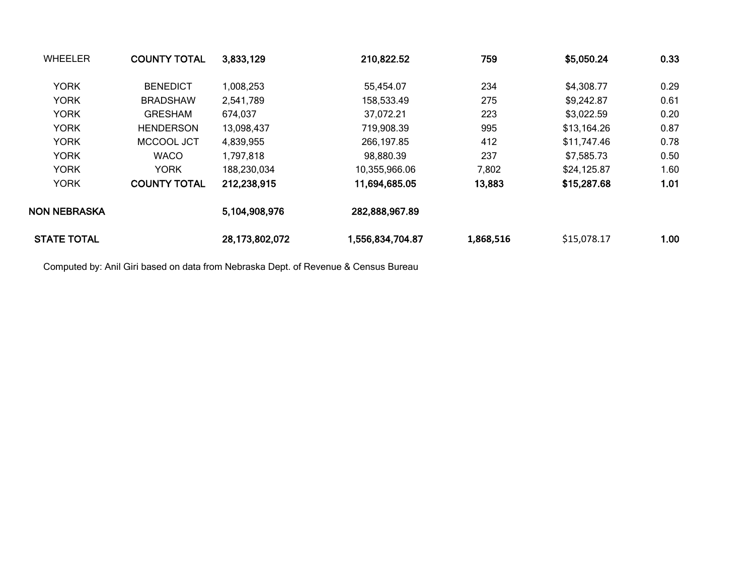| | | | | | | |
|---|---|---|---|---|---|---|
| WHEELER | **COUNTY TOTAL** | **3,833,129** | **210,822.52** | **759** | **$5,050.24** | **0.33** |
| | | | | | | |
| YORK | BENEDICT | 1,008,253 | 55,454.07 | 234 | $4,308.77 | 0.29 |
| YORK | BRADSHAW | 2,541,789 | 158,533.49 | 275 | $9,242.87 | 0.61 |
| YORK | GRESHAM | 674,037 | 37,072.21 | 223 | $3,022.59 | 0.20 |
| YORK | HENDERSON | 13,098,437 | 719,908.39 | 995 | $13,164.26 | 0.87 |
| YORK | MCCOOL JCT | 4,839,955 | 266,197.85 | 412 | $11,747.46 | 0.78 |
| YORK | WACO | 1,797,818 | 98,880.39 | 237 | $7,585.73 | 0.50 |
| YORK | YORK | 188,230,034 | 10,355,966.06 | 7,802 | $24,125.87 | 1.60 |
| YORK | **COUNTY TOTAL** | **212,238,915** | **11,694,685.05** | **13,883** | **$15,287.68** | **1.01** |
| | | | | | | |
| **NON NEBRASKA** | | **5,104,908,976** | **282,888,967.89** | | | |
| | | | | | | |
| **STATE TOTAL** | | **28,173,802,072** | **1,556,834,704.87** | **1,868,516** | $15,078.17 | **1.00** |

Computed by: Anil Giri based on data from Nebraska Dept. of Revenue & Census Bureau